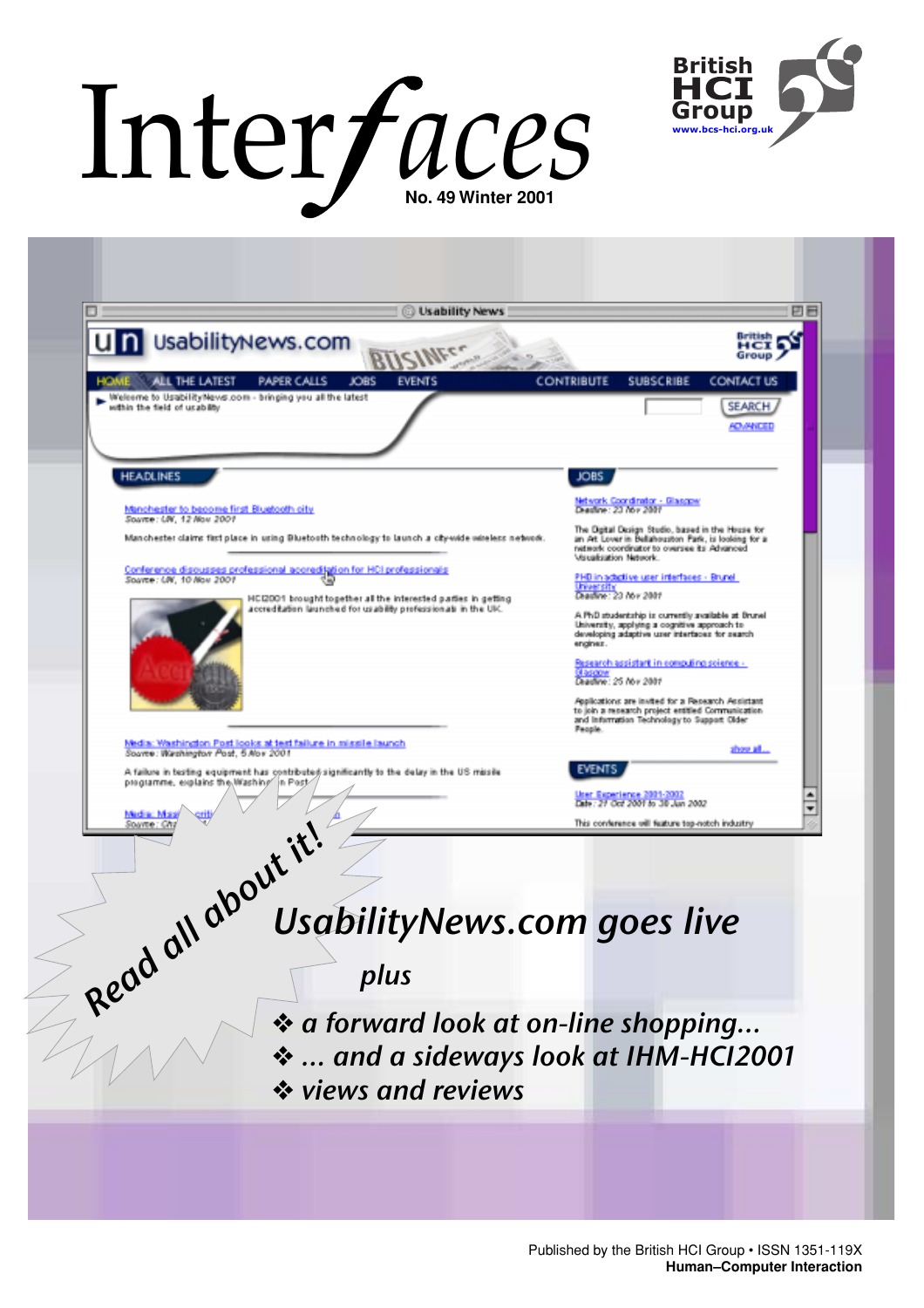# Interfaces

No. 49 Winter 2001

British HCI Group
www.bcs-hci.org.uk

Read all about it!

## *UsabilityNews.com goes live*

*plus*

- *a forward look at on-line shopping...*
- *... and a sideways look at IHM-HCI2001*
- *views and reviews*

Published by the British HCI Group • ISSN 1351-119X
**Human–Computer Interaction**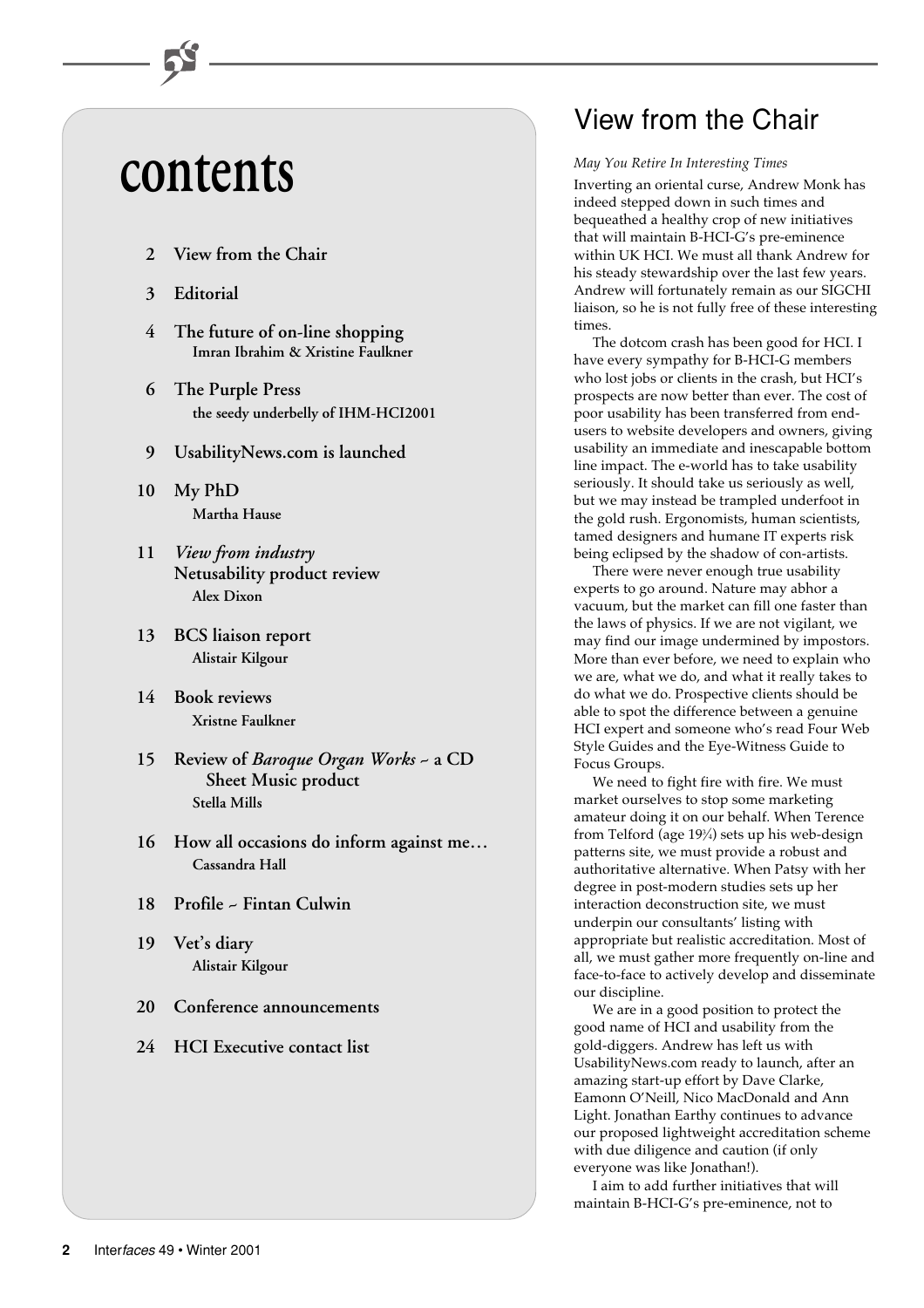# contents

- **2 View from the Chair**
- **3 Editorial**
- **4 The future of on-line shopping**
  **Imran Ibrahim & Xristine Faulkner**
- **6 The Purple Press**
  **the seedy underbelly of IHM-HCI2001**
- **9 UsabilityNews.com is launched**
- **10 My PhD**
  **Martha Hause**
- **11 *View from industry***
  **Netusability product review**
  **Alex Dixon**
- **13 BCS liaison report**
  **Alistair Kilgour**
- **14 Book reviews**
  **Xristne Faulkner**
- **15 Review of *Baroque Organ Works* ~ a CD Sheet Music product**
  **Stella Mills**
- **16 How all occasions do inform against me…**
  **Cassandra Hall**
- **18 Profile ~ Fintan Culwin**
- **19 Vet's diary**
  **Alistair Kilgour**
- **20 Conference announcements**
- **24 HCI Executive contact list**

## View from the Chair

*May You Retire In Interesting Times*

Inverting an oriental curse, Andrew Monk has indeed stepped down in such times and bequeathed a healthy crop of new initiatives that will maintain B-HCI-G's pre-eminence within UK HCI. We must all thank Andrew for his steady stewardship over the last few years. Andrew will fortunately remain as our SIGCHI liaison, so he is not fully free of these interesting times.

The dotcom crash has been good for HCI. I have every sympathy for B-HCI-G members who lost jobs or clients in the crash, but HCI's prospects are now better than ever. The cost of poor usability has been transferred from end-users to website developers and owners, giving usability an immediate and inescapable bottom line impact. The e-world has to take usability seriously. It should take us seriously as well, but we may instead be trampled underfoot in the gold rush. Ergonomists, human scientists, tamed designers and humane IT experts risk being eclipsed by the shadow of con-artists.

There were never enough true usability experts to go around. Nature may abhor a vacuum, but the market can fill one faster than the laws of physics. If we are not vigilant, we may find our image undermined by impostors. More than ever before, we need to explain who we are, what we do, and what it really takes to do what we do. Prospective clients should be able to spot the difference between a genuine HCI expert and someone who's read Four Web Style Guides and the Eye-Witness Guide to Focus Groups.

We need to fight fire with fire. We must market ourselves to stop some marketing amateur doing it on our behalf. When Terence from Telford (age 19¼) sets up his web-design patterns site, we must provide a robust and authoritative alternative. When Patsy with her degree in post-modern studies sets up her interaction deconstruction site, we must underpin our consultants' listing with appropriate but realistic accreditation. Most of all, we must gather more frequently on-line and face-to-face to actively develop and disseminate our discipline.

We are in a good position to protect the good name of HCI and usability from the gold-diggers. Andrew has left us with UsabilityNews.com ready to launch, after an amazing start-up effort by Dave Clarke, Eamonn O'Neill, Nico MacDonald and Ann Light. Jonathan Earthy continues to advance our proposed lightweight accreditation scheme with due diligence and caution (if only everyone was like Jonathan!).

I aim to add further initiatives that will maintain B-HCI-G's pre-eminence, not to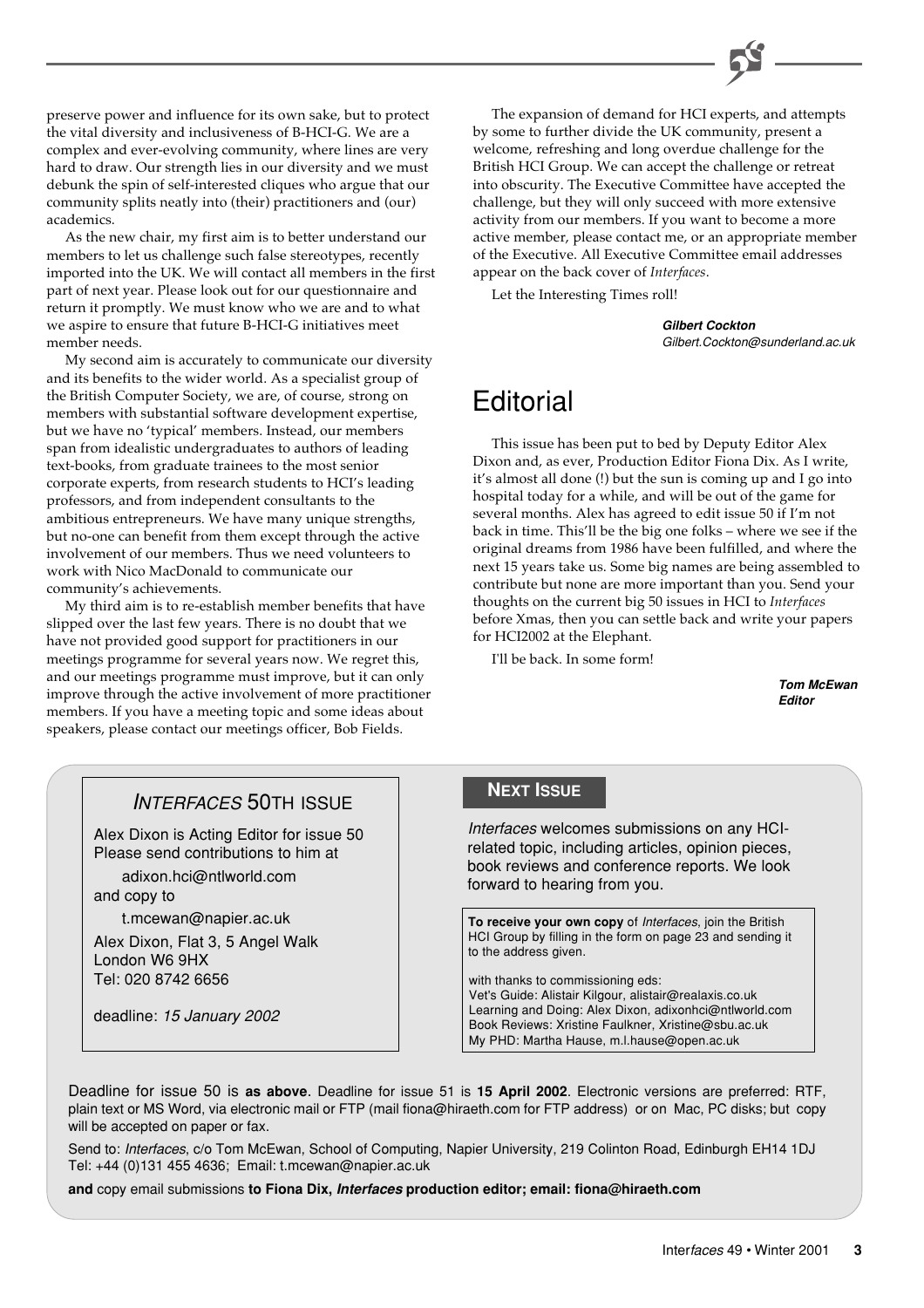preserve power and influence for its own sake, but to protect the vital diversity and inclusiveness of B-HCI-G. We are a complex and ever-evolving community, where lines are very hard to draw. Our strength lies in our diversity and we must debunk the spin of self-interested cliques who argue that our community splits neatly into (their) practitioners and (our) academics.

As the new chair, my first aim is to better understand our members to let us challenge such false stereotypes, recently imported into the UK. We will contact all members in the first part of next year. Please look out for our questionnaire and return it promptly. We must know who we are and to what we aspire to ensure that future B-HCI-G initiatives meet member needs.

My second aim is accurately to communicate our diversity and its benefits to the wider world. As a specialist group of the British Computer Society, we are, of course, strong on members with substantial software development expertise, but we have no 'typical' members. Instead, our members span from idealistic undergraduates to authors of leading text-books, from graduate trainees to the most senior corporate experts, from research students to HCI's leading professors, and from independent consultants to the ambitious entrepreneurs. We have many unique strengths, but no-one can benefit from them except through the active involvement of our members. Thus we need volunteers to work with Nico MacDonald to communicate our community's achievements.

My third aim is to re-establish member benefits that have slipped over the last few years. There is no doubt that we have not provided good support for practitioners in our meetings programme for several years now. We regret this, and our meetings programme must improve, but it can only improve through the active involvement of more practitioner members. If you have a meeting topic and some ideas about speakers, please contact our meetings officer, Bob Fields.

The expansion of demand for HCI experts, and attempts by some to further divide the UK community, present a welcome, refreshing and long overdue challenge for the British HCI Group. We can accept the challenge or retreat into obscurity. The Executive Committee have accepted the challenge, but they will only succeed with more extensive activity from our members. If you want to become a more active member, please contact me, or an appropriate member of the Executive. All Executive Committee email addresses appear on the back cover of *Interfaces*.

Let the Interesting Times roll!

***Gilbert Cockton***
*Gilbert.Cockton@sunderland.ac.uk*

# Editorial

This issue has been put to bed by Deputy Editor Alex Dixon and, as ever, Production Editor Fiona Dix. As I write, it's almost all done (!) but the sun is coming up and I go into hospital today for a while, and will be out of the game for several months. Alex has agreed to edit issue 50 if I'm not back in time. This'll be the big one folks – where we see if the original dreams from 1986 have been fulfilled, and where the next 15 years take us. Some big names are being assembled to contribute but none are more important than you. Send your thoughts on the current big 50 issues in HCI to *Interfaces* before Xmas, then you can settle back and write your papers for HCI2002 at the Elephant.

I'll be back. In some form!

***Tom McEwan***
***Editor***

## *Interfaces* 50th Issue

Alex Dixon is Acting Editor for issue 50
Please send contributions to him at

adixon.hci@ntlworld.com

and copy to

t.mcewan@napier.ac.uk

Alex Dixon, Flat 3, 5 Angel Walk
London W6 9HX
Tel: 020 8742 6656

deadline: *15 January 2002*

## Next Issue

*Interfaces* welcomes submissions on any HCI-related topic, including articles, opinion pieces, book reviews and conference reports. We look forward to hearing from you.

**To receive your own copy** of *Interfaces*, join the British HCI Group by filling in the form on page 23 and sending it to the address given.

with thanks to commissioning eds:
Vet's Guide: Alistair Kilgour, alistair@realaxis.co.uk
Learning and Doing: Alex Dixon, adixonhci@ntlworld.com
Book Reviews: Xristine Faulkner, Xristine@sbu.ac.uk
My PHD: Martha Hause, m.l.hause@open.ac.uk

Deadline for issue 50 is **as above**. Deadline for issue 51 is **15 April 2002**. Electronic versions are preferred: RTF, plain text or MS Word, via electronic mail or FTP (mail fiona@hiraeth.com for FTP address) or on Mac, PC disks; but copy will be accepted on paper or fax.

Send to: *Interfaces*, c/o Tom McEwan, School of Computing, Napier University, 219 Colinton Road, Edinburgh EH14 1DJ
Tel: +44 (0)131 455 4636; Email: t.mcewan@napier.ac.uk

**and** copy email submissions **to Fiona Dix, *Interfaces* production editor; email: fiona@hiraeth.com**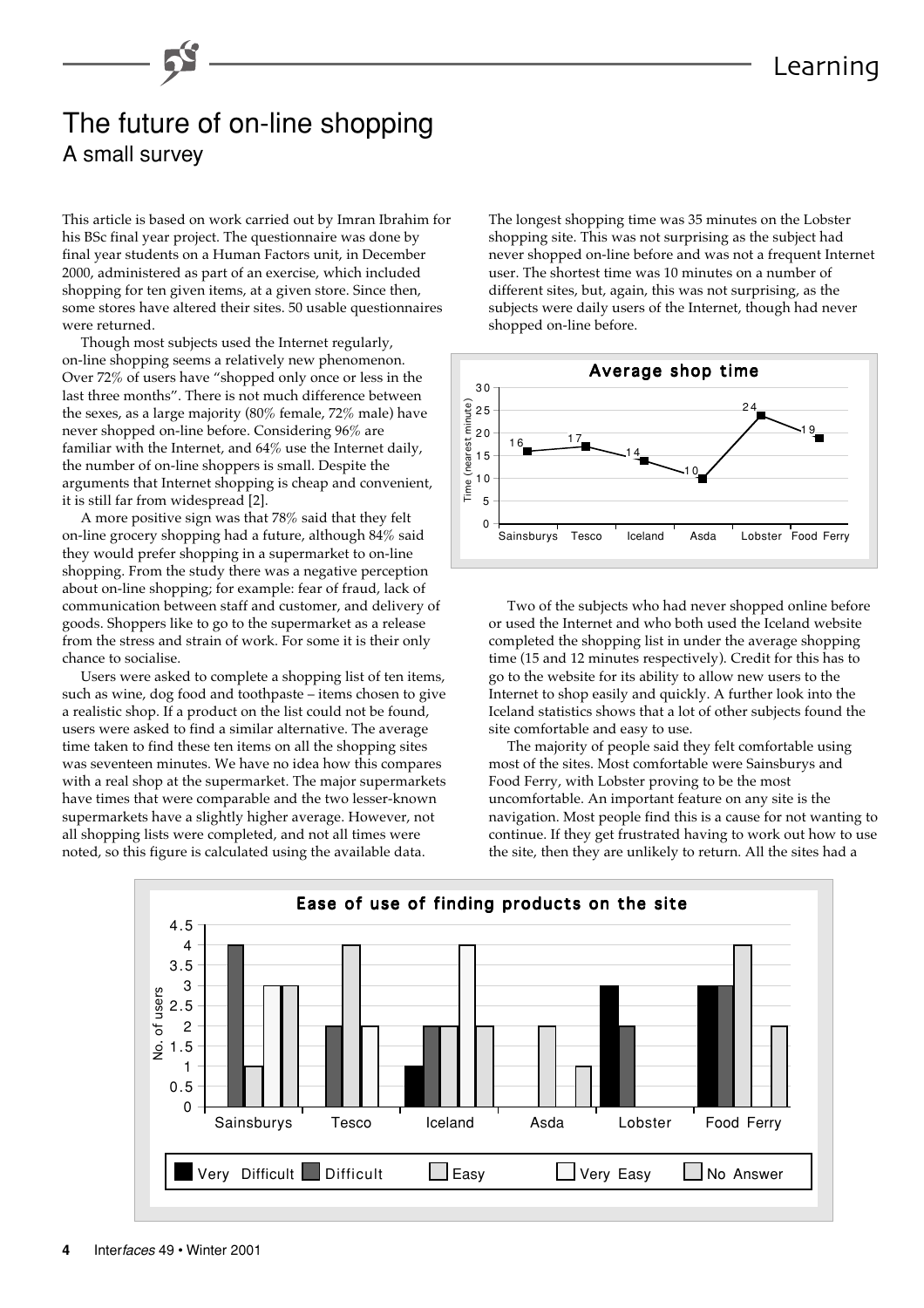# The future of on-line shopping

## A small survey

This article is based on work carried out by Imran Ibrahim for his BSc final year project. The questionnaire was done by final year students on a Human Factors unit, in December 2000, administered as part of an exercise, which included shopping for ten given items, at a given store. Since then, some stores have altered their sites. 50 usable questionnaires were returned.

Though most subjects used the Internet regularly, on-line shopping seems a relatively new phenomenon. Over 72% of users have "shopped only once or less in the last three months". There is not much difference between the sexes, as a large majority (80% female, 72% male) have never shopped on-line before. Considering 96% are familiar with the Internet, and 64% use the Internet daily, the number of on-line shoppers is small. Despite the arguments that Internet shopping is cheap and convenient, it is still far from widespread [2].

A more positive sign was that 78% said that they felt on-line grocery shopping had a future, although 84% said they would prefer shopping in a supermarket to on-line shopping. From the study there was a negative perception about on-line shopping; for example: fear of fraud, lack of communication between staff and customer, and delivery of goods. Shoppers like to go to the supermarket as a release from the stress and strain of work. For some it is their only chance to socialise.

Users were asked to complete a shopping list of ten items, such as wine, dog food and toothpaste – items chosen to give a realistic shop. If a product on the list could not be found, users were asked to find a similar alternative. The average time taken to find these ten items on all the shopping sites was seventeen minutes. We have no idea how this compares with a real shop at the supermarket. The major supermarkets have times that were comparable and the two lesser-known supermarkets have a slightly higher average. However, not all shopping lists were completed, and not all times were noted, so this figure is calculated using the available data.

The longest shopping time was 35 minutes on the Lobster shopping site. This was not surprising as the subject had never shopped on-line before and was not a frequent Internet user. The shortest time was 10 minutes on a number of different sites, but, again, this was not surprising, as the subjects were daily users of the Internet, though had never shopped on-line before.

**Average shop time** (Time (nearest minute))

| Sainsburys | Tesco | Iceland | Asda | Lobster | Food Ferry |
|---|---|---|---|---|---|
| 16 | 17 | 14 | 10 | 24 | 19 |

Two of the subjects who had never shopped online before or used the Internet and who both used the Iceland website completed the shopping list in under the average shopping time (15 and 12 minutes respectively). Credit for this has to go to the website for its ability to allow new users to the Internet to shop easily and quickly. A further look into the Iceland statistics shows that a lot of other subjects found the site comfortable and easy to use.

The majority of people said they felt comfortable using most of the sites. Most comfortable were Sainsburys and Food Ferry, with Lobster proving to be the most uncomfortable. An important feature on any site is the navigation. Most people find this is a cause for not wanting to continue. If they get frustrated having to work out how to use the site, then they are unlikely to return. All the sites had a

**Ease of use of finding products on the site** (No. of users)

| | Very Difficult | Difficult | Easy | Very Easy | No Answer |
|---|---|---|---|---|---|
| Sainsburys | 0 | 4 | 1 | 3 | 3 |
| Tesco | 0 | 2 | 4 | 0 | 2 |
| Iceland | 1 | 2 | 2 | 4 | 2 |
| Asda | 0 | 0 | 2 | 0 | 1 |
| Lobster | 3 | 2 | 0 | 0 | 0 |
| Food Ferry | 3 | 3 | 4 | 0 | 2 |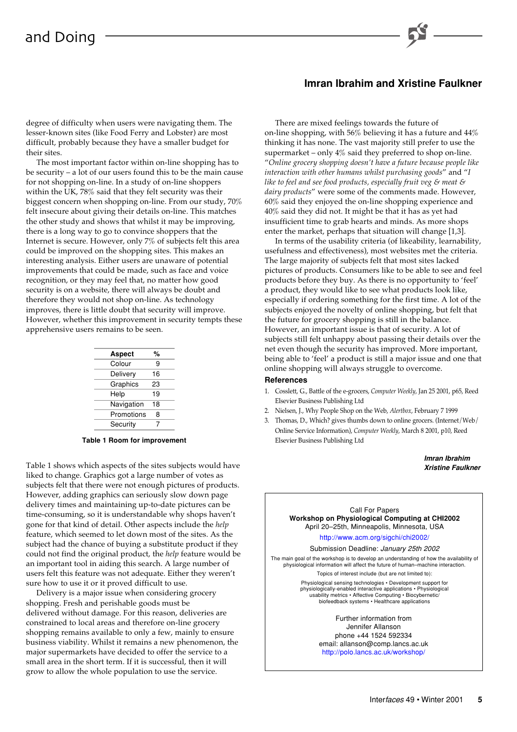degree of difficulty when users were navigating them. The lesser-known sites (like Food Ferry and Lobster) are most difficult, probably because they have a smaller budget for their sites.

The most important factor within on-line shopping has to be security – a lot of our users found this to be the main cause for not shopping on-line. In a study of on-line shoppers within the UK, 78% said that they felt security was their biggest concern when shopping on-line. From our study, 70% felt insecure about giving their details on-line. This matches the other study and shows that whilst it may be improving, there is a long way to go to convince shoppers that the Internet is secure. However, only 7% of subjects felt this area could be improved on the shopping sites. This makes an interesting analysis. Either users are unaware of potential improvements that could be made, such as face and voice recognition, or they may feel that, no matter how good security is on a website, there will always be doubt and therefore they would not shop on-line. As technology improves, there is little doubt that security will improve. However, whether this improvement in security tempts these apprehensive users remains to be seen.

| Aspect | % |
|---|---|
| Colour | 9 |
| Delivery | 16 |
| Graphics | 23 |
| Help | 19 |
| Navigation | 18 |
| Promotions | 8 |
| Security | 7 |

**Table 1 Room for improvement**

Table 1 shows which aspects of the sites subjects would have liked to change. Graphics got a large number of votes as subjects felt that there were not enough pictures of products. However, adding graphics can seriously slow down page delivery times and maintaining up-to-date pictures can be time-consuming, so it is understandable why shops haven't gone for that kind of detail. Other aspects include the *help* feature, which seemed to let down most of the sites. As the subject had the chance of buying a substitute product if they could not find the original product, the *help* feature would be an important tool in aiding this search. A large number of users felt this feature was not adequate. Either they weren't sure how to use it or it proved difficult to use.

Delivery is a major issue when considering grocery shopping. Fresh and perishable goods must be delivered without damage. For this reason, deliveries are constrained to local areas and therefore on-line grocery shopping remains available to only a few, mainly to ensure business viability. Whilst it remains a new phenomenon, the major supermarkets have decided to offer the service to a small area in the short term. If it is successful, then it will grow to allow the whole population to use the service.

There are mixed feelings towards the future of on-line shopping, with 56% believing it has a future and 44% thinking it has none. The vast majority still prefer to use the supermarket – only 4% said they preferred to shop on-line. "*Online grocery shopping doesn't have a future because people like interaction with other humans whilst purchasing goods*" and "*I like to feel and see food products, especially fruit veg & meat & dairy products*" were some of the comments made. However, 60% said they enjoyed the on-line shopping experience and 40% said they did not. It might be that it has as yet had insufficient time to grab hearts and minds. As more shops enter the market, perhaps that situation will change [1,3].

In terms of the usability criteria (of likeability, learnability, usefulness and effectiveness), most websites met the criteria. The large majority of subjects felt that most sites lacked pictures of products. Consumers like to be able to see and feel products before they buy. As there is no opportunity to 'feel' a product, they would like to see what products look like, especially if ordering something for the first time. A lot of the subjects enjoyed the novelty of online shopping, but felt that the future for grocery shopping is still in the balance. However, an important issue is that of security. A lot of subjects still felt unhappy about passing their details over the net even though the security has improved. More important, being able to 'feel' a product is still a major issue and one that online shopping will always struggle to overcome.

### References

1. Cosslett, G., Battle of the e-grocers, *Computer Weekly*, Jan 25 2001, p65, Reed Elsevier Business Publishing Ltd
2. Nielsen, J., Why People Shop on the Web, *Alertbox*, February 7 1999
3. Thomas, D., Which? gives thumbs down to online grocers. (Internet/Web/Online Service Information), *Computer Weekly*, March 8 2001, p10, Reed Elsevier Business Publishing Ltd

***Imran Ibrahim***
***Xristine Faulkner***

---

Call For Papers
**Workshop on Physiological Computing at CHI2002**
April 20–25th, Minneapolis, Minnesota, USA

http://www.acm.org/sigchi/chi2002/

Submission Deadline: *January 25th 2002*

The main goal of the workshop is to develop an understanding of how the availability of physiological information will affect the future of human–machine interaction.

Topics of interest include (but are not limited to):

Physiological sensing technologies • Development support for physiologically-enabled interactive applications • Physiological usability metrics • Affective Computing • Biocybernetic/biofeedback systems • Healthcare applications

Further information from
Jennifer Allanson
phone +44 1524 592334
email: allanson@comp.lancs.ac.uk
http://polo.lancs.ac.uk/workshop/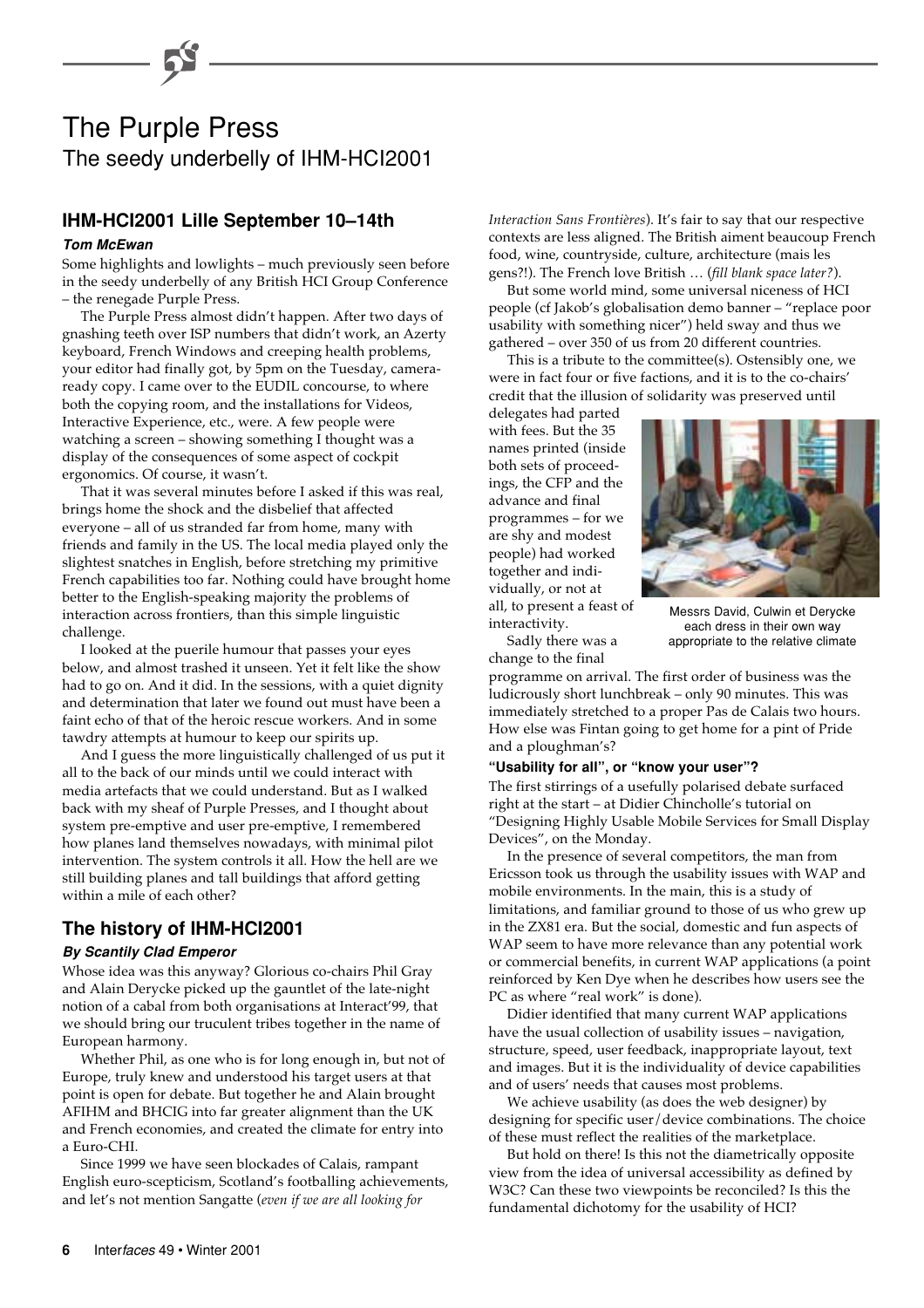# The Purple Press

## The seedy underbelly of IHM-HCI2001

### IHM-HCI2001 Lille September 10–14th

***Tom McEwan***

Some highlights and lowlights – much previously seen before in the seedy underbelly of any British HCI Group Conference – the renegade Purple Press.

The Purple Press almost didn't happen. After two days of gnashing teeth over ISP numbers that didn't work, an Azerty keyboard, French Windows and creeping health problems, your editor had finally got, by 5pm on the Tuesday, camera-ready copy. I came over to the EUDIL concourse, to where both the copying room, and the installations for Videos, Interactive Experience, etc., were. A few people were watching a screen – showing something I thought was a display of the consequences of some aspect of cockpit ergonomics. Of course, it wasn't.

That it was several minutes before I asked if this was real, brings home the shock and the disbelief that affected everyone – all of us stranded far from home, many with friends and family in the US. The local media played only the slightest snatches in English, before stretching my primitive French capabilities too far. Nothing could have brought home better to the English-speaking majority the problems of interaction across frontiers, than this simple linguistic challenge.

I looked at the puerile humour that passes your eyes below, and almost trashed it unseen. Yet it felt like the show had to go on. And it did. In the sessions, with a quiet dignity and determination that later we found out must have been a faint echo of that of the heroic rescue workers. And in some tawdry attempts at humour to keep our spirits up.

And I guess the more linguistically challenged of us put it all to the back of our minds until we could interact with media artefacts that we could understand. But as I walked back with my sheaf of Purple Presses, and I thought about system pre-emptive and user pre-emptive, I remembered how planes land themselves nowadays, with minimal pilot intervention. The system controls it all. How the hell are we still building planes and tall buildings that afford getting within a mile of each other?

### The history of IHM-HCI2001

***By Scantily Clad Emperor***

Whose idea was this anyway? Glorious co-chairs Phil Gray and Alain Derycke picked up the gauntlet of the late-night notion of a cabal from both organisations at Interact'99, that we should bring our truculent tribes together in the name of European harmony.

Whether Phil, as one who is for long enough in, but not of Europe, truly knew and understood his target users at that point is open for debate. But together he and Alain brought AFIHM and BHCIG into far greater alignment than the UK and French economies, and created the climate for entry into a Euro-CHI.

Since 1999 we have seen blockades of Calais, rampant English euro-scepticism, Scotland's footballing achievements, and let's not mention Sangatte (*even if we are all looking for Interaction Sans Frontières*). It's fair to say that our respective contexts are less aligned. The British aiment beaucoup French food, wine, countryside, culture, architecture (mais les gens?!). The French love British … (*fill blank space later?*).

But some world mind, some universal niceness of HCI people (cf Jakob's globalisation demo banner – "replace poor usability with something nicer") held sway and thus we gathered – over 350 of us from 20 different countries.

This is a tribute to the committee(s). Ostensibly one, we were in fact four or five factions, and it is to the co-chairs' credit that the illusion of solidarity was preserved until delegates had parted with fees. But the 35 names printed (inside both sets of proceedings, the CFP and the advance and final programmes – for we are shy and modest people) had worked together and individually, or not at all, to present a feast of interactivity.

Messrs David, Culwin et Derycke each dress in their own way appropriate to the relative climate

Sadly there was a change to the final programme on arrival. The first order of business was the ludicrously short lunchbreak – only 90 minutes. This was immediately stretched to a proper Pas de Calais two hours. How else was Fintan going to get home for a pint of Pride and a ploughman's?

#### "Usability for all", or "know your user"?

The first stirrings of a usefully polarised debate surfaced right at the start – at Didier Chincholle's tutorial on "Designing Highly Usable Mobile Services for Small Display Devices", on the Monday.

In the presence of several competitors, the man from Ericsson took us through the usability issues with WAP and mobile environments. In the main, this is a study of limitations, and familiar ground to those of us who grew up in the ZX81 era. But the social, domestic and fun aspects of WAP seem to have more relevance than any potential work or commercial benefits, in current WAP applications (a point reinforced by Ken Dye when he describes how users see the PC as where "real work" is done).

Didier identified that many current WAP applications have the usual collection of usability issues – navigation, structure, speed, user feedback, inappropriate layout, text and images. But it is the individuality of device capabilities and of users' needs that causes most problems.

We achieve usability (as does the web designer) by designing for specific user/device combinations. The choice of these must reflect the realities of the marketplace.

But hold on there! Is this not the diametrically opposite view from the idea of universal accessibility as defined by W3C? Can these two viewpoints be reconciled? Is this the fundamental dichotomy for the usability of HCI?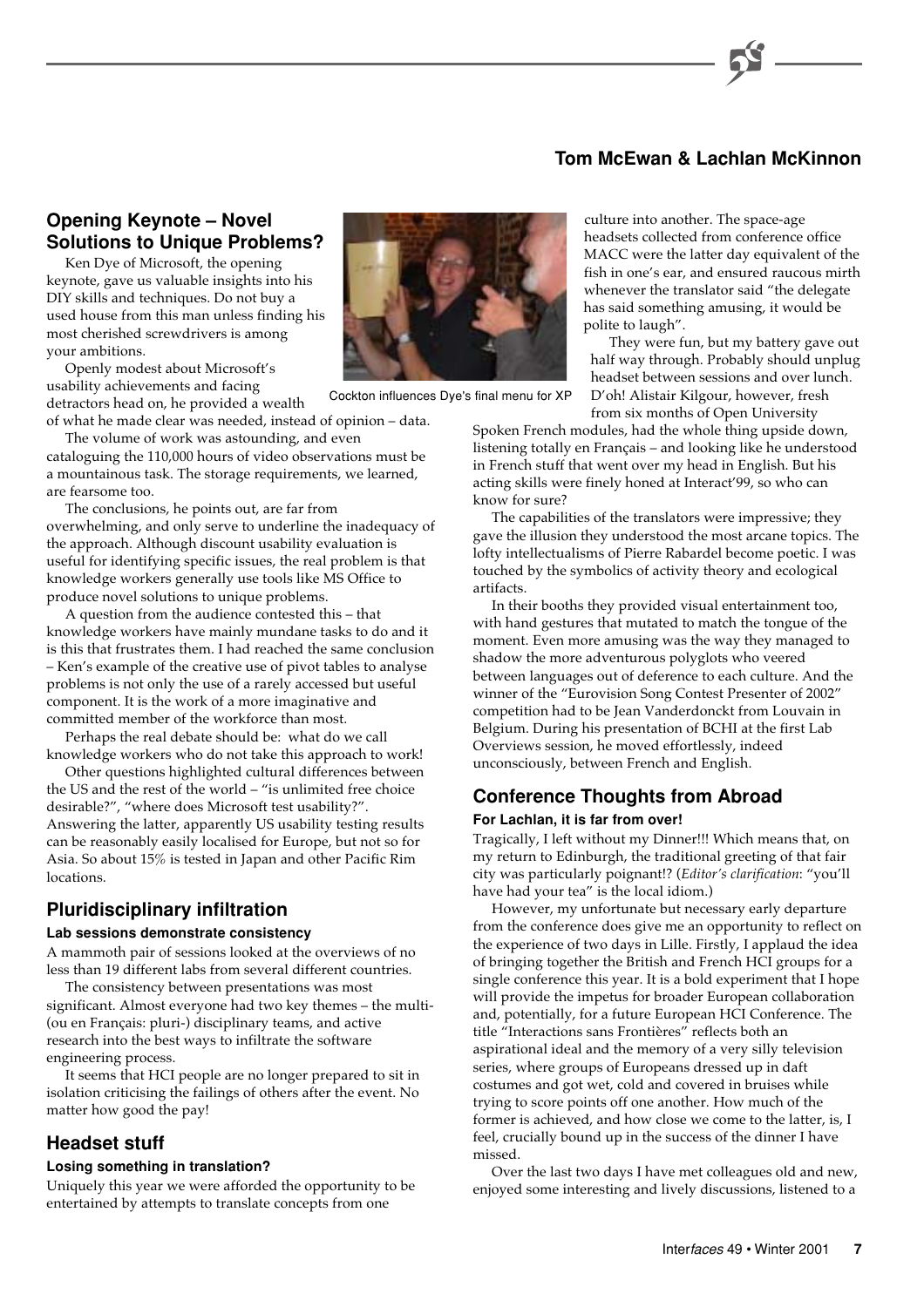**Tom McEwan & Lachlan McKinnon**

## Opening Keynote – Novel Solutions to Unique Problems?

Ken Dye of Microsoft, the opening keynote, gave us valuable insights into his DIY skills and techniques. Do not buy a used house from this man unless finding his most cherished screwdrivers is among your ambitions.

Openly modest about Microsoft's usability achievements and facing detractors head on, he provided a wealth of what he made clear was needed, instead of opinion – data.

Cockton influences Dye's final menu for XP

The volume of work was astounding, and even cataloguing the 110,000 hours of video observations must be a mountainous task. The storage requirements, we learned, are fearsome too.

The conclusions, he points out, are far from overwhelming, and only serve to underline the inadequacy of the approach. Although discount usability evaluation is useful for identifying specific issues, the real problem is that knowledge workers generally use tools like MS Office to produce novel solutions to unique problems.

A question from the audience contested this – that knowledge workers have mainly mundane tasks to do and it is this that frustrates them. I had reached the same conclusion – Ken's example of the creative use of pivot tables to analyse problems is not only the use of a rarely accessed but useful component. It is the work of a more imaginative and committed member of the workforce than most.

Perhaps the real debate should be: what do we call knowledge workers who do not take this approach to work!

Other questions highlighted cultural differences between the US and the rest of the world – "is unlimited free choice desirable?", "where does Microsoft test usability?". Answering the latter, apparently US usability testing results can be reasonably easily localised for Europe, but not so for Asia. So about 15% is tested in Japan and other Pacific Rim locations.

## Pluridisciplinary infiltration

### Lab sessions demonstrate consistency

A mammoth pair of sessions looked at the overviews of no less than 19 different labs from several different countries.

The consistency between presentations was most significant. Almost everyone had two key themes – the multi- (ou en Français: pluri-) disciplinary teams, and active research into the best ways to infiltrate the software engineering process.

It seems that HCI people are no longer prepared to sit in isolation criticising the failings of others after the event. No matter how good the pay!

## Headset stuff

### Losing something in translation?

Uniquely this year we were afforded the opportunity to be entertained by attempts to translate concepts from one culture into another. The space-age headsets collected from conference office MACC were the latter day equivalent of the fish in one's ear, and ensured raucous mirth whenever the translator said "the delegate has said something amusing, it would be polite to laugh".

They were fun, but my battery gave out half way through. Probably should unplug headset between sessions and over lunch. D'oh! Alistair Kilgour, however, fresh from six months of Open University Spoken French modules, had the whole thing upside down, listening totally en Français – and looking like he understood in French stuff that went over my head in English. But his acting skills were finely honed at Interact'99, so who can know for sure?

The capabilities of the translators were impressive; they gave the illusion they understood the most arcane topics. The lofty intellectualisms of Pierre Rabardel become poetic. I was touched by the symbolics of activity theory and ecological artifacts.

In their booths they provided visual entertainment too, with hand gestures that mutated to match the tongue of the moment. Even more amusing was the way they managed to shadow the more adventurous polyglots who veered between languages out of deference to each culture. And the winner of the "Eurovision Song Contest Presenter of 2002" competition had to be Jean Vanderdonckt from Louvain in Belgium. During his presentation of BCHI at the first Lab Overviews session, he moved effortlessly, indeed unconsciously, between French and English.

## Conference Thoughts from Abroad

### For Lachlan, it is far from over!

Tragically, I left without my Dinner!!! Which means that, on my return to Edinburgh, the traditional greeting of that fair city was particularly poignant!? (*Editor's clarification*: "you'll have had your tea" is the local idiom.)

However, my unfortunate but necessary early departure from the conference does give me an opportunity to reflect on the experience of two days in Lille. Firstly, I applaud the idea of bringing together the British and French HCI groups for a single conference this year. It is a bold experiment that I hope will provide the impetus for broader European collaboration and, potentially, for a future European HCI Conference. The title "Interactions sans Frontières" reflects both an aspirational ideal and the memory of a very silly television series, where groups of Europeans dressed up in daft costumes and got wet, cold and covered in bruises while trying to score points off one another. How much of the former is achieved, and how close we come to the latter, is, I feel, crucially bound up in the success of the dinner I have missed.

Over the last two days I have met colleagues old and new, enjoyed some interesting and lively discussions, listened to a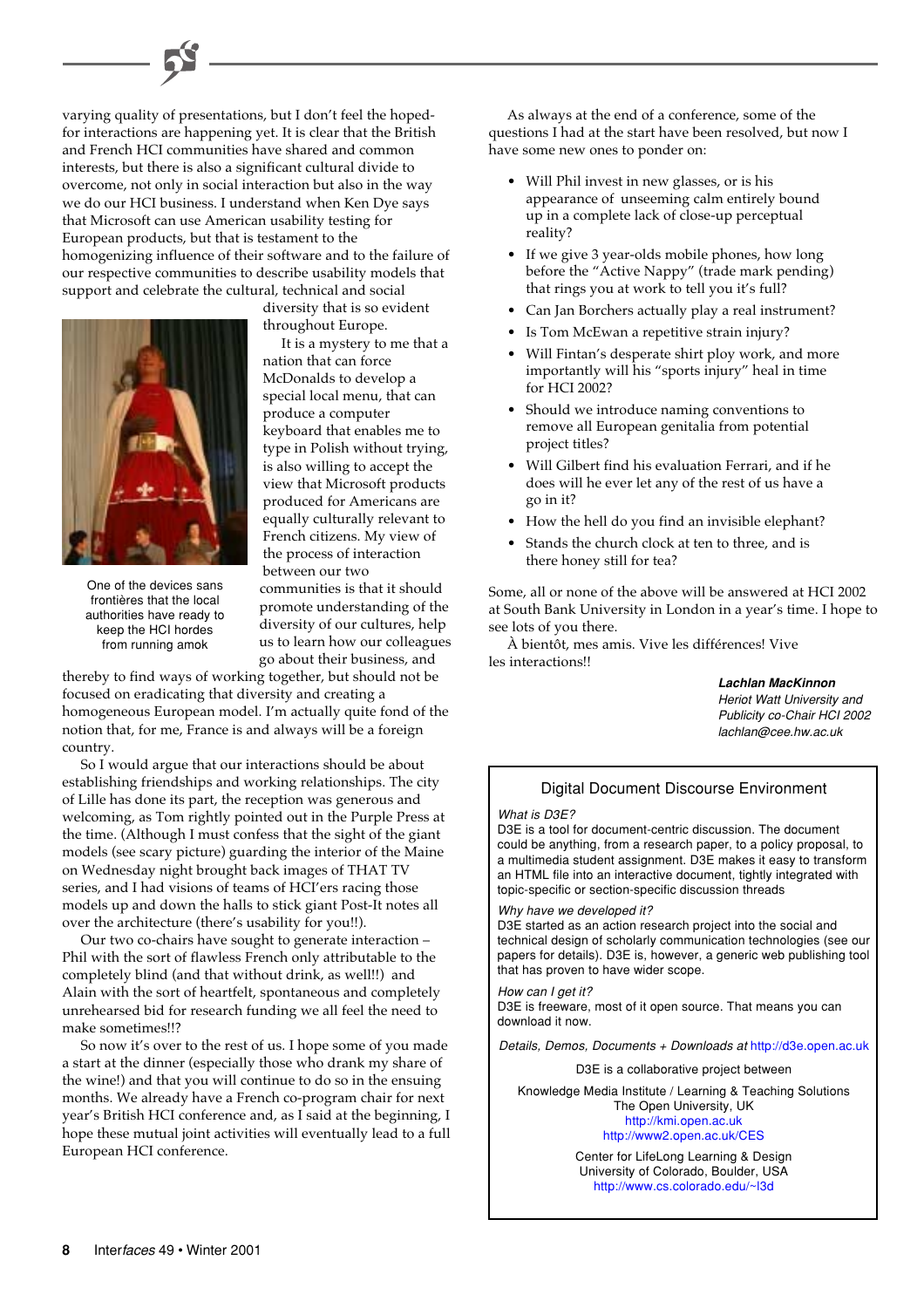varying quality of presentations, but I don't feel the hoped-for interactions are happening yet. It is clear that the British and French HCI communities have shared and common interests, but there is also a significant cultural divide to overcome, not only in social interaction but also in the way we do our HCI business. I understand when Ken Dye says that Microsoft can use American usability testing for European products, but that is testament to the homogenizing influence of their software and to the failure of our respective communities to describe usability models that support and celebrate the cultural, technical and social diversity that is so evident throughout Europe.

One of the devices sans frontières that the local authorities have ready to keep the HCI hordes from running amok

It is a mystery to me that a nation that can force McDonalds to develop a special local menu, that can produce a computer keyboard that enables me to type in Polish without trying, is also willing to accept the view that Microsoft products produced for Americans are equally culturally relevant to French citizens. My view of the process of interaction between our two communities is that it should promote understanding of the diversity of our cultures, help us to learn how our colleagues go about their business, and thereby to find ways of working together, but should not be focused on eradicating that diversity and creating a homogeneous European model. I'm actually quite fond of the notion that, for me, France is and always will be a foreign country.

So I would argue that our interactions should be about establishing friendships and working relationships. The city of Lille has done its part, the reception was generous and welcoming, as Tom rightly pointed out in the Purple Press at the time. (Although I must confess that the sight of the giant models (see scary picture) guarding the interior of the Maine on Wednesday night brought back images of THAT TV series, and I had visions of teams of HCI'ers racing those models up and down the halls to stick giant Post-It notes all over the architecture (there's usability for you!!).

Our two co-chairs have sought to generate interaction – Phil with the sort of flawless French only attributable to the completely blind (and that without drink, as well!!) and Alain with the sort of heartfelt, spontaneous and completely unrehearsed bid for research funding we all feel the need to make sometimes!!?

So now it's over to the rest of us. I hope some of you made a start at the dinner (especially those who drank my share of the wine!) and that you will continue to do so in the ensuing months. We already have a French co-program chair for next year's British HCI conference and, as I said at the beginning, I hope these mutual joint activities will eventually lead to a full European HCI conference.

As always at the end of a conference, some of the questions I had at the start have been resolved, but now I have some new ones to ponder on:

- Will Phil invest in new glasses, or is his appearance of unseeming calm entirely bound up in a complete lack of close-up perceptual reality?
- If we give 3 year-olds mobile phones, how long before the "Active Nappy" (trade mark pending) that rings you at work to tell you it's full?
- Can Jan Borchers actually play a real instrument?
- Is Tom McEwan a repetitive strain injury?
- Will Fintan's desperate shirt ploy work, and more importantly will his "sports injury" heal in time for HCI 2002?
- Should we introduce naming conventions to remove all European genitalia from potential project titles?
- Will Gilbert find his evaluation Ferrari, and if he does will he ever let any of the rest of us have a go in it?
- How the hell do you find an invisible elephant?
- Stands the church clock at ten to three, and is there honey still for tea?

Some, all or none of the above will be answered at HCI 2002 at South Bank University in London in a year's time. I hope to see lots of you there.

À bientôt, mes amis. Vive les différences! Vive les interactions!!

***Lachlan MacKinnon***
*Heriot Watt University and*
*Publicity co-Chair HCI 2002*
*lachlan@cee.hw.ac.uk*

## Digital Document Discourse Environment

*What is D3E?*
D3E is a tool for document-centric discussion. The document could be anything, from a research paper, to a policy proposal, to a multimedia student assignment. D3E makes it easy to transform an HTML file into an interactive document, tightly integrated with topic-specific or section-specific discussion threads

*Why have we developed it?*
D3E started as an action research project into the social and technical design of scholarly communication technologies (see our papers for details). D3E is, however, a generic web publishing tool that has proven to have wider scope.

*How can I get it?*
D3E is freeware, most of it open source. That means you can download it now.

*Details, Demos, Documents + Downloads at* http://d3e.open.ac.uk

D3E is a collaborative project between

Knowledge Media Institute / Learning & Teaching Solutions
The Open University, UK
http://kmi.open.ac.uk
http://www2.open.ac.uk/CES

Center for LifeLong Learning & Design
University of Colorado, Boulder, USA
http://www.cs.colorado.edu/~l3d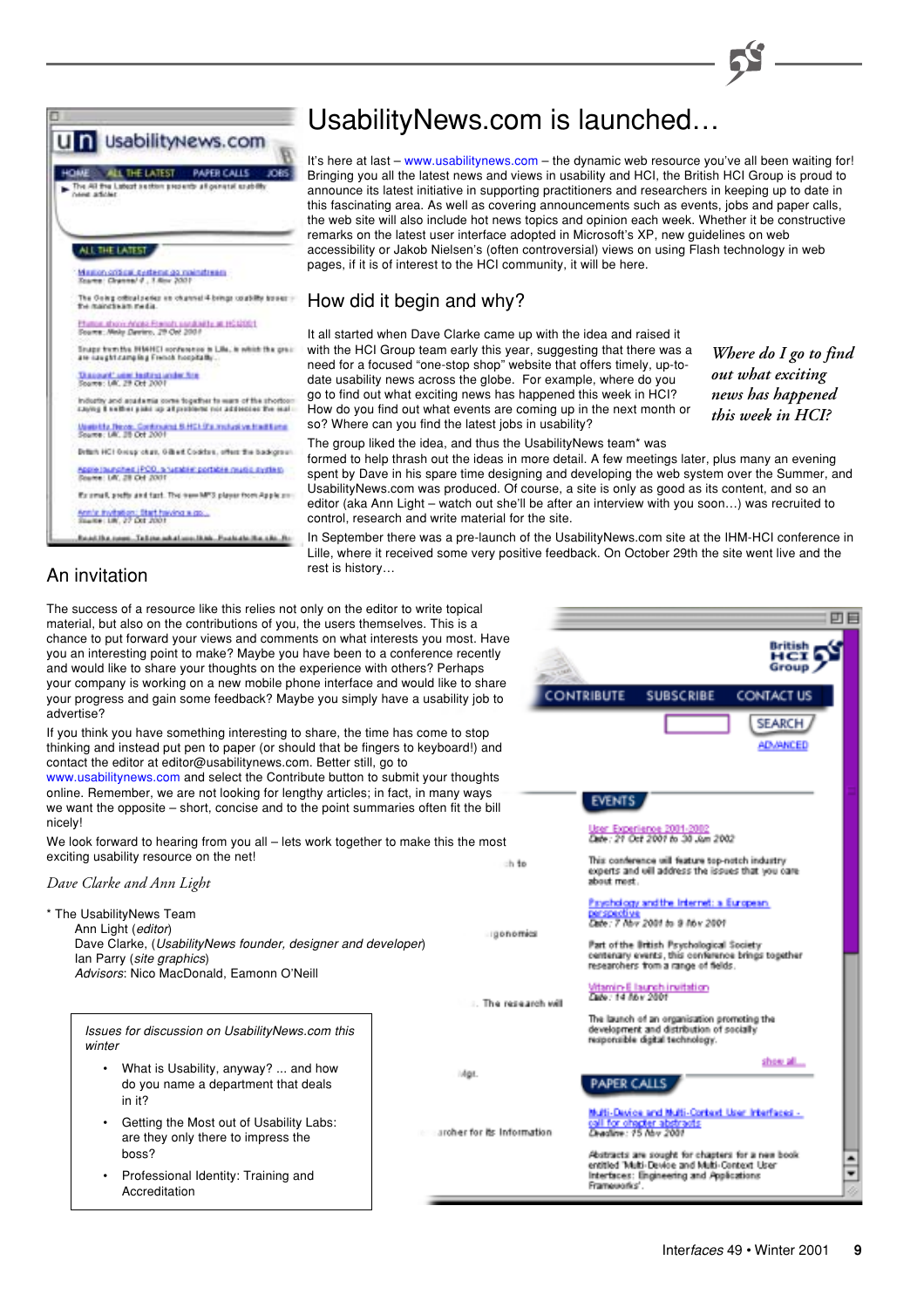# UsabilityNews.com is launched…

It's here at last – www.usabilitynews.com – the dynamic web resource you've all been waiting for! Bringing you all the latest news and views in usability and HCI, the British HCI Group is proud to announce its latest initiative in supporting practitioners and researchers in keeping up to date in this fascinating area. As well as covering announcements such as events, jobs and paper calls, the web site will also include hot news topics and opinion each week. Whether it be constructive remarks on the latest user interface adopted in Microsoft's XP, new guidelines on web accessibility or Jakob Nielsen's (often controversial) views on using Flash technology in web pages, if it is of interest to the HCI community, it will be here.

## How did it begin and why?

It all started when Dave Clarke came up with the idea and raised it with the HCI Group team early this year, suggesting that there was a need for a focused "one-stop shop" website that offers timely, up-to-date usability news across the globe. For example, where do you go to find out what exciting news has happened this week in HCI? How do you find out what events are coming up in the next month or so? Where can you find the latest jobs in usability?

*Where do I go to find out what exciting news has happened this week in HCI?*

The group liked the idea, and thus the UsabilityNews team* was formed to help thrash out the ideas in more detail. A few meetings later, plus many an evening spent by Dave in his spare time designing and developing the web system over the Summer, and UsabilityNews.com was produced. Of course, a site is only as good as its content, and so an editor (aka Ann Light – watch out she'll be after an interview with you soon…) was recruited to control, research and write material for the site.

In September there was a pre-launch of the UsabilityNews.com site at the IHM-HCI conference in Lille, where it received some very positive feedback. On October 29th the site went live and the rest is history…

## An invitation

The success of a resource like this relies not only on the editor to write topical material, but also on the contributions of you, the users themselves. This is a chance to put forward your views and comments on what interests you most. Have you an interesting point to make? Maybe you have been to a conference recently and would like to share your thoughts on the experience with others? Perhaps your company is working on a new mobile phone interface and would like to share your progress and gain some feedback? Maybe you simply have a usability job to advertise?

If you think you have something interesting to share, the time has come to stop thinking and instead put pen to paper (or should that be fingers to keyboard!) and contact the editor at editor@usabilitynews.com. Better still, go to www.usabilitynews.com and select the Contribute button to submit your thoughts online. Remember, we are not looking for lengthy articles; in fact, in many ways we want the opposite – short, concise and to the point summaries often fit the bill nicely!

We look forward to hearing from you all – lets work together to make this the most exciting usability resource on the net!

*Dave Clarke and Ann Light*

\* The UsabilityNews Team
Ann Light (*editor*)
Dave Clarke, (*UsabilityNews founder, designer and developer*)
Ian Parry (*site graphics*)
*Advisors*: Nico MacDonald, Eamonn O'Neill

*Issues for discussion on UsabilityNews.com this winter*

- What is Usability, anyway? ... and how do you name a department that deals in it?
- Getting the Most out of Usability Labs: are they only there to impress the boss?
- Professional Identity: Training and Accreditation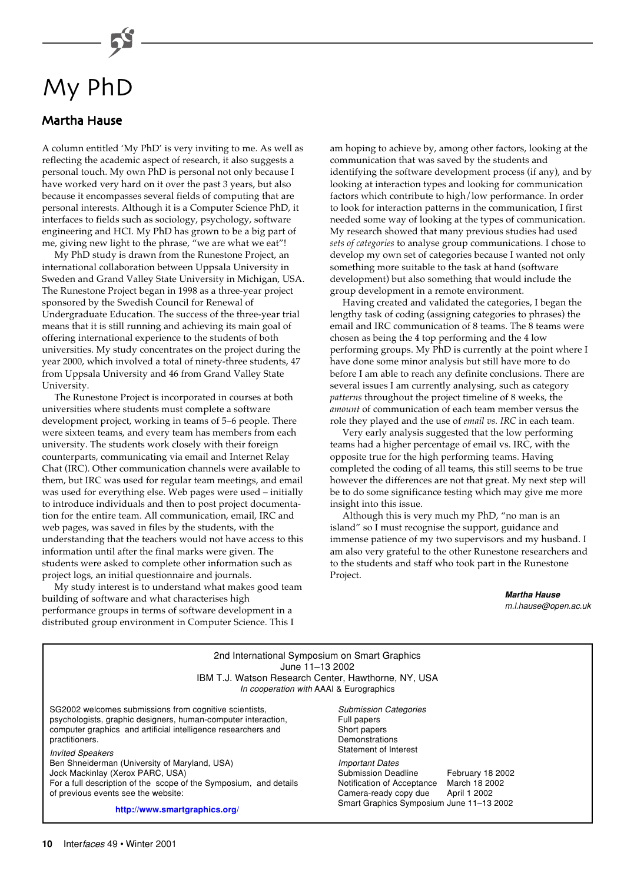# My PhD

## Martha Hause

A column entitled 'My PhD' is very inviting to me. As well as reflecting the academic aspect of research, it also suggests a personal touch. My own PhD is personal not only because I have worked very hard on it over the past 3 years, but also because it encompasses several fields of computing that are personal interests. Although it is a Computer Science PhD, it interfaces to fields such as sociology, psychology, software engineering and HCI. My PhD has grown to be a big part of me, giving new light to the phrase, "we are what we eat"!

My PhD study is drawn from the Runestone Project, an international collaboration between Uppsala University in Sweden and Grand Valley State University in Michigan, USA. The Runestone Project began in 1998 as a three-year project sponsored by the Swedish Council for Renewal of Undergraduate Education. The success of the three-year trial means that it is still running and achieving its main goal of offering international experience to the students of both universities. My study concentrates on the project during the year 2000, which involved a total of ninety-three students, 47 from Uppsala University and 46 from Grand Valley State University.

The Runestone Project is incorporated in courses at both universities where students must complete a software development project, working in teams of 5–6 people. There were sixteen teams, and every team has members from each university. The students work closely with their foreign counterparts, communicating via email and Internet Relay Chat (IRC). Other communication channels were available to them, but IRC was used for regular team meetings, and email was used for everything else. Web pages were used – initially to introduce individuals and then to post project documentation for the entire team. All communication, email, IRC and web pages, was saved in files by the students, with the understanding that the teachers would not have access to this information until after the final marks were given. The students were asked to complete other information such as project logs, an initial questionnaire and journals.

My study interest is to understand what makes good team building of software and what characterises high performance groups in terms of software development in a distributed group environment in Computer Science. This I am hoping to achieve by, among other factors, looking at the communication that was saved by the students and identifying the software development process (if any), and by looking at interaction types and looking for communication factors which contribute to high/low performance. In order to look for interaction patterns in the communication, I first needed some way of looking at the types of communication. My research showed that many previous studies had used *sets of categories* to analyse group communications. I chose to develop my own set of categories because I wanted not only something more suitable to the task at hand (software development) but also something that would include the group development in a remote environment.

Having created and validated the categories, I began the lengthy task of coding (assigning categories to phrases) the email and IRC communication of 8 teams. The 8 teams were chosen as being the 4 top performing and the 4 low performing groups. My PhD is currently at the point where I have done some minor analysis but still have more to do before I am able to reach any definite conclusions. There are several issues I am currently analysing, such as category *patterns* throughout the project timeline of 8 weeks, the *amount* of communication of each team member versus the role they played and the use of *email vs. IRC* in each team.

Very early analysis suggested that the low performing teams had a higher percentage of email vs. IRC, with the opposite true for the high performing teams. Having completed the coding of all teams, this still seems to be true however the differences are not that great. My next step will be to do some significance testing which may give me more insight into this issue.

Although this is very much my PhD, "no man is an island" so I must recognise the support, guidance and immense patience of my two supervisors and my husband. I am also very grateful to the other Runestone researchers and to the students and staff who took part in the Runestone Project.

***Martha Hause***
*m.l.hause@open.ac.uk*

---

2nd International Symposium on Smart Graphics
June 11–13 2002
IBM T.J. Watson Research Center, Hawthorne, NY, USA
*In cooperation with* AAAI & Eurographics

SG2002 welcomes submissions from cognitive scientists, psychologists, graphic designers, human-computer interaction, computer graphics and artificial intelligence researchers and practitioners.

*Invited Speakers*
Ben Shneiderman (University of Maryland, USA)
Jock Mackinlay (Xerox PARC, USA)
For a full description of the scope of the Symposium, and details of previous events see the website:

**http://www.smartgraphics.org/**

*Submission Categories*
Full papers
Short papers
Demonstrations
Statement of Interest

*Important Dates*

| | |
|---|---|
| Submission Deadline | February 18 2002 |
| Notification of Acceptance | March 18 2002 |
| Camera-ready copy due | April 1 2002 |
| Smart Graphics Symposium | June 11–13 2002 |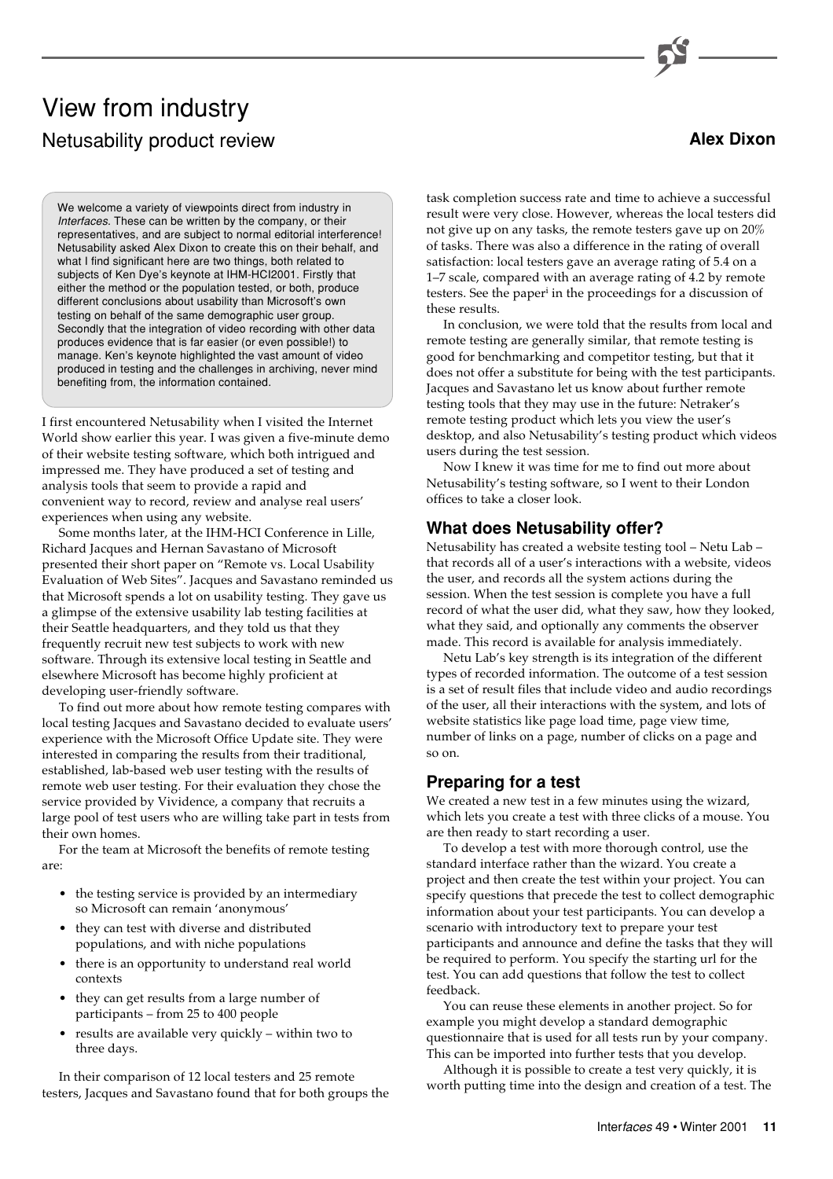# View from industry

## Netusability product review

**Alex Dixon**

> We welcome a variety of viewpoints direct from industry in *Interfaces*. These can be written by the company, or their representatives, and are subject to normal editorial interference! Netusability asked Alex Dixon to create this on their behalf, and what I find significant here are two things, both related to subjects of Ken Dye's keynote at IHM-HCI2001. Firstly that either the method or the population tested, or both, produce different conclusions about usability than Microsoft's own testing on behalf of the same demographic user group. Secondly that the integration of video recording with other data produces evidence that is far easier (or even possible!) to manage. Ken's keynote highlighted the vast amount of video produced in testing and the challenges in archiving, never mind benefiting from, the information contained.

I first encountered Netusability when I visited the Internet World show earlier this year. I was given a five-minute demo of their website testing software, which both intrigued and impressed me. They have produced a set of testing and analysis tools that seem to provide a rapid and convenient way to record, review and analyse real users' experiences when using any website.

Some months later, at the IHM-HCI Conference in Lille, Richard Jacques and Hernan Savastano of Microsoft presented their short paper on "Remote vs. Local Usability Evaluation of Web Sites". Jacques and Savastano reminded us that Microsoft spends a lot on usability testing. They gave us a glimpse of the extensive usability lab testing facilities at their Seattle headquarters, and they told us that they frequently recruit new test subjects to work with new software. Through its extensive local testing in Seattle and elsewhere Microsoft has become highly proficient at developing user-friendly software.

To find out more about how remote testing compares with local testing Jacques and Savastano decided to evaluate users' experience with the Microsoft Office Update site. They were interested in comparing the results from their traditional, established, lab-based web user testing with the results of remote web user testing. For their evaluation they chose the service provided by Vividence, a company that recruits a large pool of test users who are willing take part in tests from their own homes.

For the team at Microsoft the benefits of remote testing are:

- the testing service is provided by an intermediary so Microsoft can remain 'anonymous'
- they can test with diverse and distributed populations, and with niche populations
- there is an opportunity to understand real world contexts
- they can get results from a large number of participants – from 25 to 400 people
- results are available very quickly – within two to three days.

In their comparison of 12 local testers and 25 remote testers, Jacques and Savastano found that for both groups the task completion success rate and time to achieve a successful result were very close. However, whereas the local testers did not give up on any tasks, the remote testers gave up on 20% of tasks. There was also a difference in the rating of overall satisfaction: local testers gave an average rating of 5.4 on a 1–7 scale, compared with an average rating of 4.2 by remote testers. See the paper[i] in the proceedings for a discussion of these results.

In conclusion, we were told that the results from local and remote testing are generally similar, that remote testing is good for benchmarking and competitor testing, but that it does not offer a substitute for being with the test participants. Jacques and Savastano let us know about further remote testing tools that they may use in the future: Netraker's remote testing product which lets you view the user's desktop, and also Netusability's testing product which videos users during the test session.

Now I knew it was time for me to find out more about Netusability's testing software, so I went to their London offices to take a closer look.

### What does Netusability offer?

Netusability has created a website testing tool – Netu Lab – that records all of a user's interactions with a website, videos the user, and records all the system actions during the session. When the test session is complete you have a full record of what the user did, what they saw, how they looked, what they said, and optionally any comments the observer made. This record is available for analysis immediately.

Netu Lab's key strength is its integration of the different types of recorded information. The outcome of a test session is a set of result files that include video and audio recordings of the user, all their interactions with the system, and lots of website statistics like page load time, page view time, number of links on a page, number of clicks on a page and so on.

### Preparing for a test

We created a new test in a few minutes using the wizard, which lets you create a test with three clicks of a mouse. You are then ready to start recording a user.

To develop a test with more thorough control, use the standard interface rather than the wizard. You create a project and then create the test within your project. You can specify questions that precede the test to collect demographic information about your test participants. You can develop a scenario with introductory text to prepare your test participants and announce and define the tasks that they will be required to perform. You specify the starting url for the test. You can add questions that follow the test to collect feedback.

You can reuse these elements in another project. So for example you might develop a standard demographic questionnaire that is used for all tests run by your company. This can be imported into further tests that you develop.

Although it is possible to create a test very quickly, it is worth putting time into the design and creation of a test. The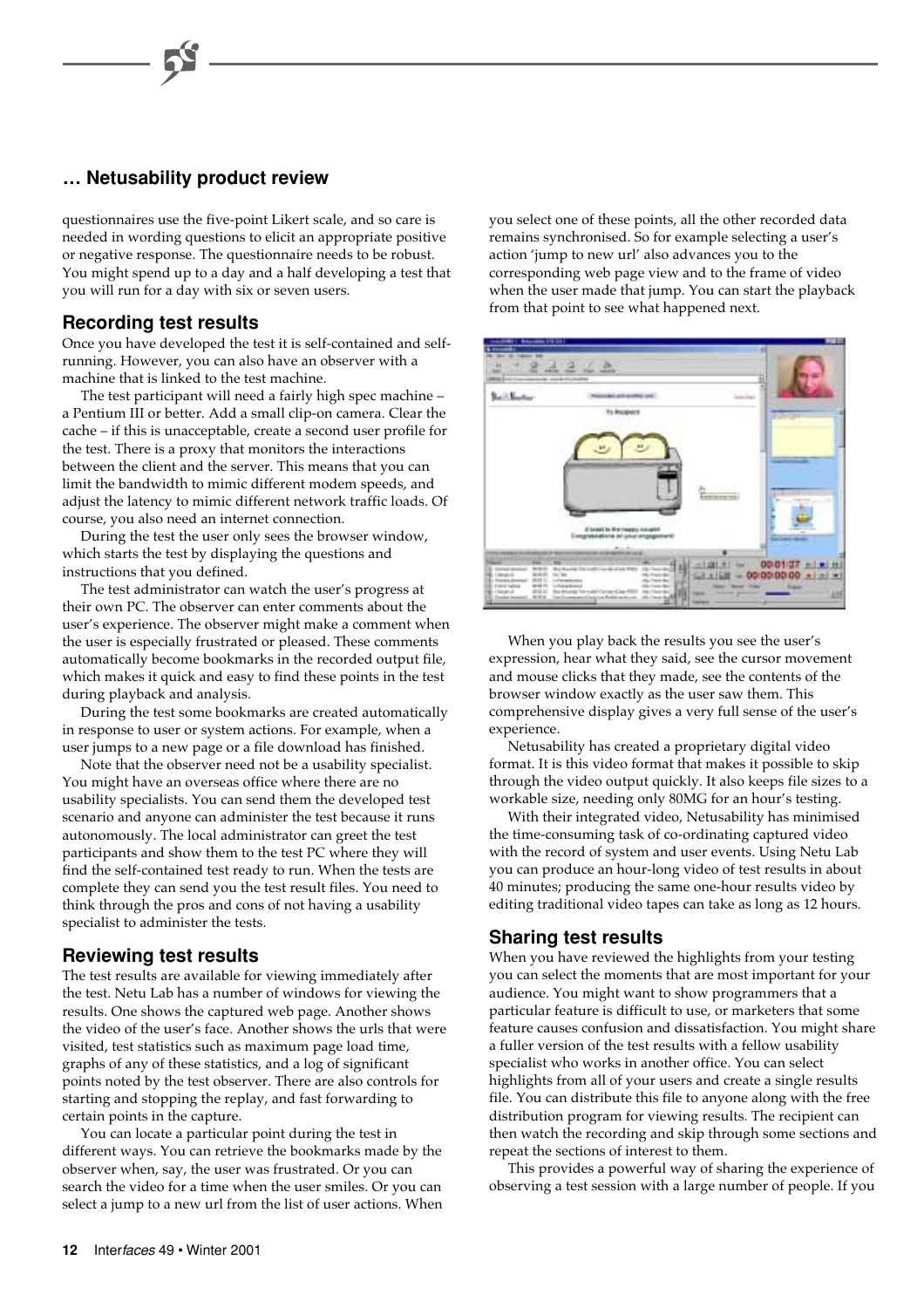## … Netusability product review

questionnaires use the five-point Likert scale, and so care is needed in wording questions to elicit an appropriate positive or negative response. The questionnaire needs to be robust. You might spend up to a day and a half developing a test that you will run for a day with six or seven users.

### Recording test results

Once you have developed the test it is self-contained and self-running. However, you can also have an observer with a machine that is linked to the test machine.

The test participant will need a fairly high spec machine – a Pentium III or better. Add a small clip-on camera. Clear the cache – if this is unacceptable, create a second user profile for the test. There is a proxy that monitors the interactions between the client and the server. This means that you can limit the bandwidth to mimic different modem speeds, and adjust the latency to mimic different network traffic loads. Of course, you also need an internet connection.

During the test the user only sees the browser window, which starts the test by displaying the questions and instructions that you defined.

The test administrator can watch the user's progress at their own PC. The observer can enter comments about the user's experience. The observer might make a comment when the user is especially frustrated or pleased. These comments automatically become bookmarks in the recorded output file, which makes it quick and easy to find these points in the test during playback and analysis.

During the test some bookmarks are created automatically in response to user or system actions. For example, when a user jumps to a new page or a file download has finished.

Note that the observer need not be a usability specialist. You might have an overseas office where there are no usability specialists. You can send them the developed test scenario and anyone can administer the test because it runs autonomously. The local administrator can greet the test participants and show them to the test PC where they will find the self-contained test ready to run. When the tests are complete they can send you the test result files. You need to think through the pros and cons of not having a usability specialist to administer the tests.

### Reviewing test results

The test results are available for viewing immediately after the test. Netu Lab has a number of windows for viewing the results. One shows the captured web page. Another shows the video of the user's face. Another shows the urls that were visited, test statistics such as maximum page load time, graphs of any of these statistics, and a log of significant points noted by the test observer. There are also controls for starting and stopping the replay, and fast forwarding to certain points in the capture.

You can locate a particular point during the test in different ways. You can retrieve the bookmarks made by the observer when, say, the user was frustrated. Or you can search the video for a time when the user smiles. Or you can select a jump to a new url from the list of user actions. When you select one of these points, all the other recorded data remains synchronised. So for example selecting a user's action 'jump to new url' also advances you to the corresponding web page view and to the frame of video when the user made that jump. You can start the playback from that point to see what happened next.

When you play back the results you see the user's expression, hear what they said, see the cursor movement and mouse clicks that they made, see the contents of the browser window exactly as the user saw them. This comprehensive display gives a very full sense of the user's experience.

Netusability has created a proprietary digital video format. It is this video format that makes it possible to skip through the video output quickly. It also keeps file sizes to a workable size, needing only 80MG for an hour's testing.

With their integrated video, Netusability has minimised the time-consuming task of co-ordinating captured video with the record of system and user events. Using Netu Lab you can produce an hour-long video of test results in about 40 minutes; producing the same one-hour results video by editing traditional video tapes can take as long as 12 hours.

### Sharing test results

When you have reviewed the highlights from your testing you can select the moments that are most important for your audience. You might want to show programmers that a particular feature is difficult to use, or marketers that some feature causes confusion and dissatisfaction. You might share a fuller version of the test results with a fellow usability specialist who works in another office. You can select highlights from all of your users and create a single results file. You can distribute this file to anyone along with the free distribution program for viewing results. The recipient can then watch the recording and skip through some sections and repeat the sections of interest to them.

This provides a powerful way of sharing the experience of observing a test session with a large number of people. If you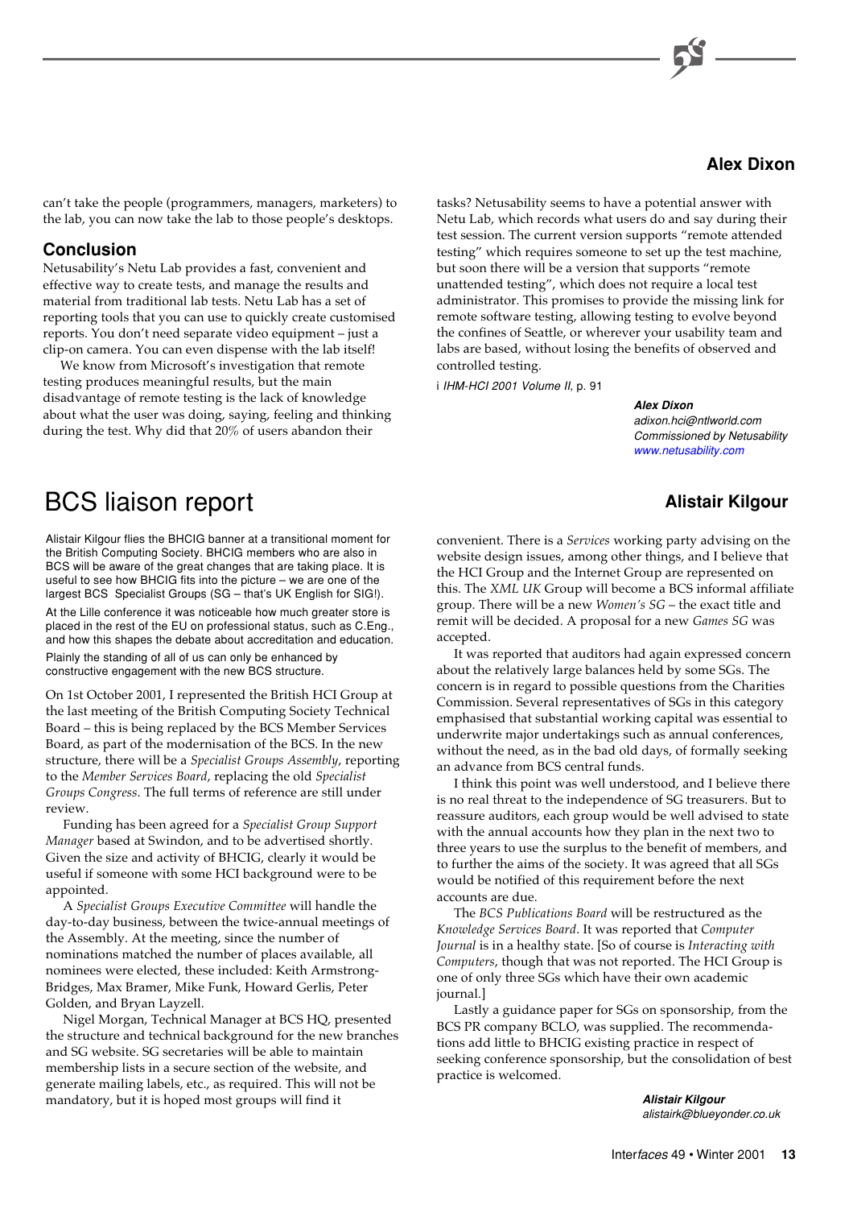can't take the people (programmers, managers, marketers) to the lab, you can now take the lab to those people's desktops.

### Conclusion

Netusability's Netu Lab provides a fast, convenient and effective way to create tests, and manage the results and material from traditional lab tests. Netu Lab has a set of reporting tools that you can use to quickly create customised reports. You don't need separate video equipment – just a clip-on camera. You can even dispense with the lab itself!

We know from Microsoft's investigation that remote testing produces meaningful results, but the main disadvantage of remote testing is the lack of knowledge about what the user was doing, saying, feeling and thinking during the test. Why did that 20% of users abandon their tasks? Netusability seems to have a potential answer with Netu Lab, which records what users do and say during their test session. The current version supports "remote attended testing" which requires someone to set up the test machine, but soon there will be a version that supports "remote unattended testing", which does not require a local test administrator. This promises to provide the missing link for remote software testing, allowing testing to evolve beyond the confines of Seattle, or wherever your usability team and labs are based, without losing the benefits of observed and controlled testing.

i *IHM-HCI 2001 Volume II*, p. 91

***Alex Dixon***
*adixon.hci@ntlworld.com*
*Commissioned by Netusability*
*www.netusability.com*

# BCS liaison report

**Alistair Kilgour**

Alistair Kilgour flies the BHCIG banner at a transitional moment for the British Computing Society. BHCIG members who are also in BCS will be aware of the great changes that are taking place. It is useful to see how BHCIG fits into the picture – we are one of the largest BCS Specialist Groups (SG – that's UK English for SIG!).

At the Lille conference it was noticeable how much greater store is placed in the rest of the EU on professional status, such as C.Eng., and how this shapes the debate about accreditation and education.

Plainly the standing of all of us can only be enhanced by constructive engagement with the new BCS structure.

On 1st October 2001, I represented the British HCI Group at the last meeting of the British Computing Society Technical Board – this is being replaced by the BCS Member Services Board, as part of the modernisation of the BCS. In the new structure, there will be a *Specialist Groups Assembly*, reporting to the *Member Services Board*, replacing the old *Specialist Groups Congress*. The full terms of reference are still under review.

Funding has been agreed for a *Specialist Group Support Manager* based at Swindon, and to be advertised shortly. Given the size and activity of BHCIG, clearly it would be useful if someone with some HCI background were to be appointed.

A *Specialist Groups Executive Committee* will handle the day-to-day business, between the twice-annual meetings of the Assembly. At the meeting, since the number of nominations matched the number of places available, all nominees were elected, these included: Keith Armstrong-Bridges, Max Bramer, Mike Funk, Howard Gerlis, Peter Golden, and Bryan Layzell.

Nigel Morgan, Technical Manager at BCS HQ, presented the structure and technical background for the new branches and SG website. SG secretaries will be able to maintain membership lists in a secure section of the website, and generate mailing labels, etc., as required. This will not be mandatory, but it is hoped most groups will find it convenient. There is a *Services* working party advising on the website design issues, among other things, and I believe that the HCI Group and the Internet Group are represented on this. The *XML UK* Group will become a BCS informal affiliate group. There will be a new *Women's SG* – the exact title and remit will be decided. A proposal for a new *Games SG* was accepted.

It was reported that auditors had again expressed concern about the relatively large balances held by some SGs. The concern is in regard to possible questions from the Charities Commission. Several representatives of SGs in this category emphasised that substantial working capital was essential to underwrite major undertakings such as annual conferences, without the need, as in the bad old days, of formally seeking an advance from BCS central funds.

I think this point was well understood, and I believe there is no real threat to the independence of SG treasurers. But to reassure auditors, each group would be well advised to state with the annual accounts how they plan in the next two to three years to use the surplus to the benefit of members, and to further the aims of the society. It was agreed that all SGs would be notified of this requirement before the next accounts are due.

The *BCS Publications Board* will be restructured as the *Knowledge Services Board*. It was reported that *Computer Journal* is in a healthy state. [So of course is *Interacting with Computers*, though that was not reported. The HCI Group is one of only three SGs which have their own academic journal.]

Lastly a guidance paper for SGs on sponsorship, from the BCS PR company BCLO, was supplied. The recommendations add little to BHCIG existing practice in respect of seeking conference sponsorship, but the consolidation of best practice is welcomed.

***Alistair Kilgour***
*alistairk@blueyonder.co.uk*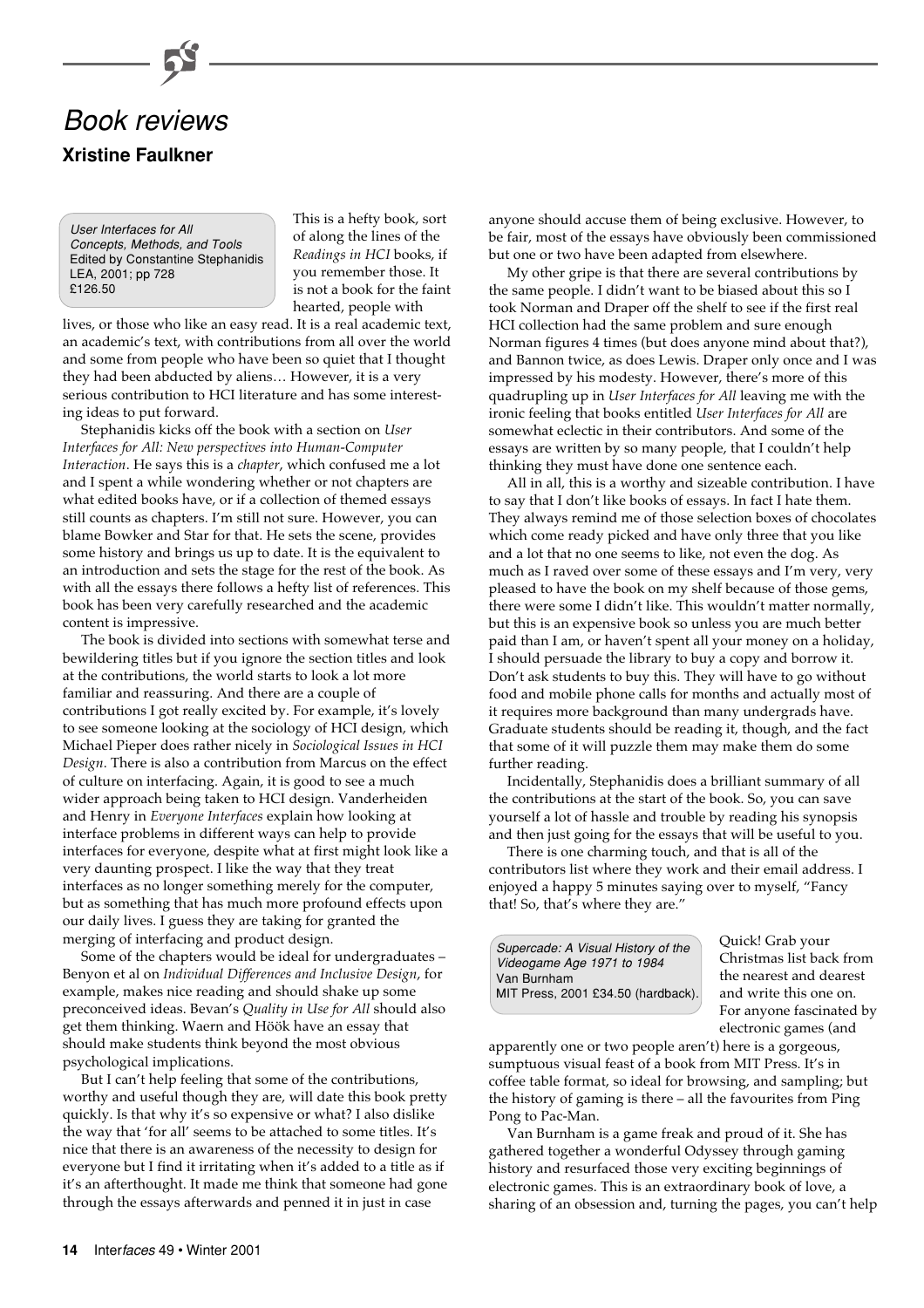# Book reviews

**Xristine Faulkner**

> *User Interfaces for All*
> *Concepts, Methods, and Tools*
> Edited by Constantine Stephanidis
> LEA, 2001; pp 728
> £126.50

This is a hefty book, sort of along the lines of the *Readings in HCI* books, if you remember those. It is not a book for the faint hearted, people with lives, or those who like an easy read. It is a real academic text, an academic's text, with contributions from all over the world and some from people who have been so quiet that I thought they had been abducted by aliens… However, it is a very serious contribution to HCI literature and has some interesting ideas to put forward.

Stephanidis kicks off the book with a section on *User Interfaces for All: New perspectives into Human-Computer Interaction*. He says this is a *chapter*, which confused me a lot and I spent a while wondering whether or not chapters are what edited books have, or if a collection of themed essays still counts as chapters. I'm still not sure. However, you can blame Bowker and Star for that. He sets the scene, provides some history and brings us up to date. It is the equivalent to an introduction and sets the stage for the rest of the book. As with all the essays there follows a hefty list of references. This book has been very carefully researched and the academic content is impressive.

The book is divided into sections with somewhat terse and bewildering titles but if you ignore the section titles and look at the contributions, the world starts to look a lot more familiar and reassuring. And there are a couple of contributions I got really excited by. For example, it's lovely to see someone looking at the sociology of HCI design, which Michael Pieper does rather nicely in *Sociological Issues in HCI Design*. There is also a contribution from Marcus on the effect of culture on interfacing. Again, it is good to see a much wider approach being taken to HCI design. Vanderheiden and Henry in *Everyone Interfaces* explain how looking at interface problems in different ways can help to provide interfaces for everyone, despite what at first might look like a very daunting prospect. I like the way that they treat interfaces as no longer something merely for the computer, but as something that has much more profound effects upon our daily lives. I guess they are taking for granted the merging of interfacing and product design.

Some of the chapters would be ideal for undergraduates – Benyon et al on *Individual Differences and Inclusive Design*, for example, makes nice reading and should shake up some preconceived ideas. Bevan's *Quality in Use for All* should also get them thinking. Waern and Höök have an essay that should make students think beyond the most obvious psychological implications.

But I can't help feeling that some of the contributions, worthy and useful though they are, will date this book pretty quickly. Is that why it's so expensive or what? I also dislike the way that 'for all' seems to be attached to some titles. It's nice that there is an awareness of the necessity to design for everyone but I find it irritating when it's added to a title as if it's an afterthought. It made me think that someone had gone through the essays afterwards and penned it in just in case anyone should accuse them of being exclusive. However, to be fair, most of the essays have obviously been commissioned but one or two have been adapted from elsewhere.

My other gripe is that there are several contributions by the same people. I didn't want to be biased about this so I took Norman and Draper off the shelf to see if the first real HCI collection had the same problem and sure enough Norman figures 4 times (but does anyone mind about that?), and Bannon twice, as does Lewis. Draper only once and I was impressed by his modesty. However, there's more of this quadrupling up in *User Interfaces for All* leaving me with the ironic feeling that books entitled *User Interfaces for All* are somewhat eclectic in their contributors. And some of the essays are written by so many people, that I couldn't help thinking they must have done one sentence each.

All in all, this is a worthy and sizeable contribution. I have to say that I don't like books of essays. In fact I hate them. They always remind me of those selection boxes of chocolates which come ready picked and have only three that you like and a lot that no one seems to like, not even the dog. As much as I raved over some of these essays and I'm very, very pleased to have the book on my shelf because of those gems, there were some I didn't like. This wouldn't matter normally, but this is an expensive book so unless you are much better paid than I am, or haven't spent all your money on a holiday, I should persuade the library to buy a copy and borrow it. Don't ask students to buy this. They will have to go without food and mobile phone calls for months and actually most of it requires more background than many undergrads have. Graduate students should be reading it, though, and the fact that some of it will puzzle them may make them do some further reading.

Incidentally, Stephanidis does a brilliant summary of all the contributions at the start of the book. So, you can save yourself a lot of hassle and trouble by reading his synopsis and then just going for the essays that will be useful to you.

There is one charming touch, and that is all of the contributors list where they work and their email address. I enjoyed a happy 5 minutes saying over to myself, "Fancy that! So, that's where they are."

> *Supercade: A Visual History of the Videogame Age 1971 to 1984*
> Van Burnham
> MIT Press, 2001 £34.50 (hardback).

Quick! Grab your Christmas list back from the nearest and dearest and write this one on. For anyone fascinated by electronic games (and apparently one or two people aren't) here is a gorgeous, sumptuous visual feast of a book from MIT Press. It's in coffee table format, so ideal for browsing, and sampling; but the history of gaming is there – all the favourites from Ping Pong to Pac-Man.

Van Burnham is a game freak and proud of it. She has gathered together a wonderful Odyssey through gaming history and resurfaced those very exciting beginnings of electronic games. This is an extraordinary book of love, a sharing of an obsession and, turning the pages, you can't help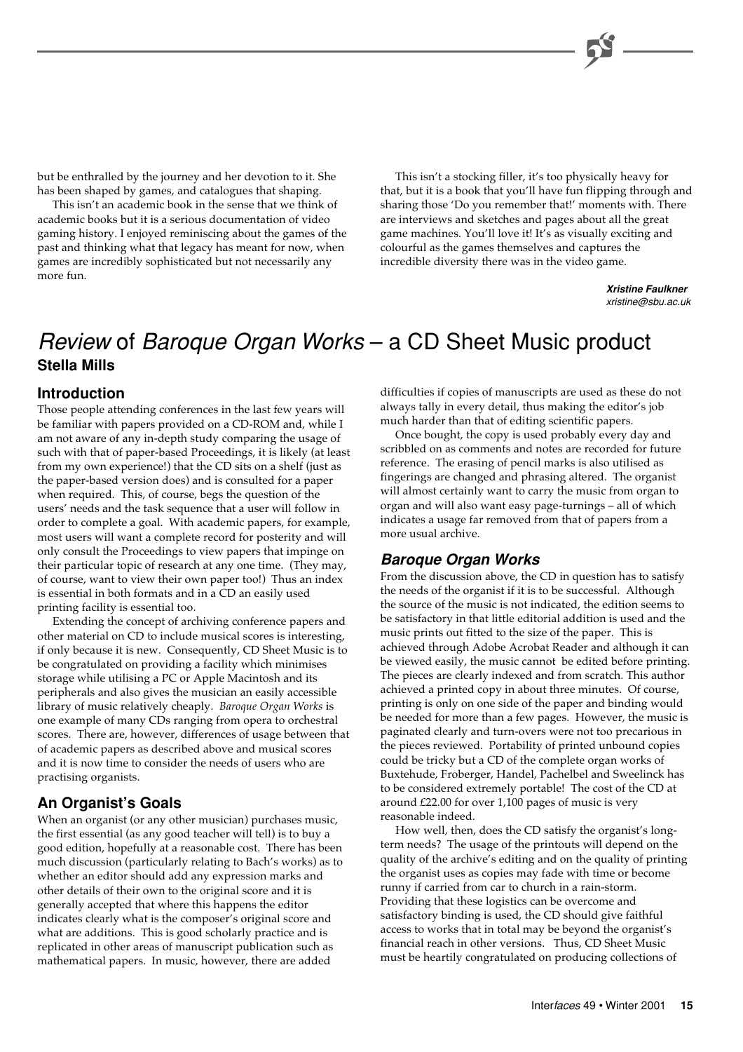but be enthralled by the journey and her devotion to it. She has been shaped by games, and catalogues that shaping.

This isn't an academic book in the sense that we think of academic books but it is a serious documentation of video gaming history. I enjoyed reminiscing about the games of the past and thinking what that legacy has meant for now, when games are incredibly sophisticated but not necessarily any more fun.

This isn't a stocking filler, it's too physically heavy for that, but it is a book that you'll have fun flipping through and sharing those 'Do you remember that!' moments with. There are interviews and sketches and pages about all the great game machines. You'll love it! It's as visually exciting and colourful as the games themselves and captures the incredible diversity there was in the video game.

***Xristine Faulkner***
*xristine@sbu.ac.uk*

# *Review* of *Baroque Organ Works* – a CD Sheet Music product

**Stella Mills**

## Introduction

Those people attending conferences in the last few years will be familiar with papers provided on a CD-ROM and, while I am not aware of any in-depth study comparing the usage of such with that of paper-based Proceedings, it is likely (at least from my own experience!) that the CD sits on a shelf (just as the paper-based version does) and is consulted for a paper when required. This, of course, begs the question of the users' needs and the task sequence that a user will follow in order to complete a goal. With academic papers, for example, most users will want a complete record for posterity and will only consult the Proceedings to view papers that impinge on their particular topic of research at any one time. (They may, of course, want to view their own paper too!) Thus an index is essential in both formats and in a CD an easily used printing facility is essential too.

Extending the concept of archiving conference papers and other material on CD to include musical scores is interesting, if only because it is new. Consequently, CD Sheet Music is to be congratulated on providing a facility which minimises storage while utilising a PC or Apple Macintosh and its peripherals and also gives the musician an easily accessible library of music relatively cheaply. *Baroque Organ Works* is one example of many CDs ranging from opera to orchestral scores. There are, however, differences of usage between that of academic papers as described above and musical scores and it is now time to consider the needs of users who are practising organists.

## An Organist's Goals

When an organist (or any other musician) purchases music, the first essential (as any good teacher will tell) is to buy a good edition, hopefully at a reasonable cost. There has been much discussion (particularly relating to Bach's works) as to whether an editor should add any expression marks and other details of their own to the original score and it is generally accepted that where this happens the editor indicates clearly what is the composer's original score and what are additions. This is good scholarly practice and is replicated in other areas of manuscript publication such as mathematical papers. In music, however, there are added difficulties if copies of manuscripts are used as these do not always tally in every detail, thus making the editor's job much harder than that of editing scientific papers.

Once bought, the copy is used probably every day and scribbled on as comments and notes are recorded for future reference. The erasing of pencil marks is also utilised as fingerings are changed and phrasing altered. The organist will almost certainly want to carry the music from organ to organ and will also want easy page-turnings – all of which indicates a usage far removed from that of papers from a more usual archive.

## *Baroque Organ Works*

From the discussion above, the CD in question has to satisfy the needs of the organist if it is to be successful. Although the source of the music is not indicated, the edition seems to be satisfactory in that little editorial addition is used and the music prints out fitted to the size of the paper. This is achieved through Adobe Acrobat Reader and although it can be viewed easily, the music cannot be edited before printing. The pieces are clearly indexed and from scratch. This author achieved a printed copy in about three minutes. Of course, printing is only on one side of the paper and binding would be needed for more than a few pages. However, the music is paginated clearly and turn-overs were not too precarious in the pieces reviewed. Portability of printed unbound copies could be tricky but a CD of the complete organ works of Buxtehude, Froberger, Handel, Pachelbel and Sweelinck has to be considered extremely portable! The cost of the CD at around £22.00 for over 1,100 pages of music is very reasonable indeed.

How well, then, does the CD satisfy the organist's long-term needs? The usage of the printouts will depend on the quality of the archive's editing and on the quality of printing the organist uses as copies may fade with time or become runny if carried from car to church in a rain-storm. Providing that these logistics can be overcome and satisfactory binding is used, the CD should give faithful access to works that in total may be beyond the organist's financial reach in other versions. Thus, CD Sheet Music must be heartily congratulated on producing collections of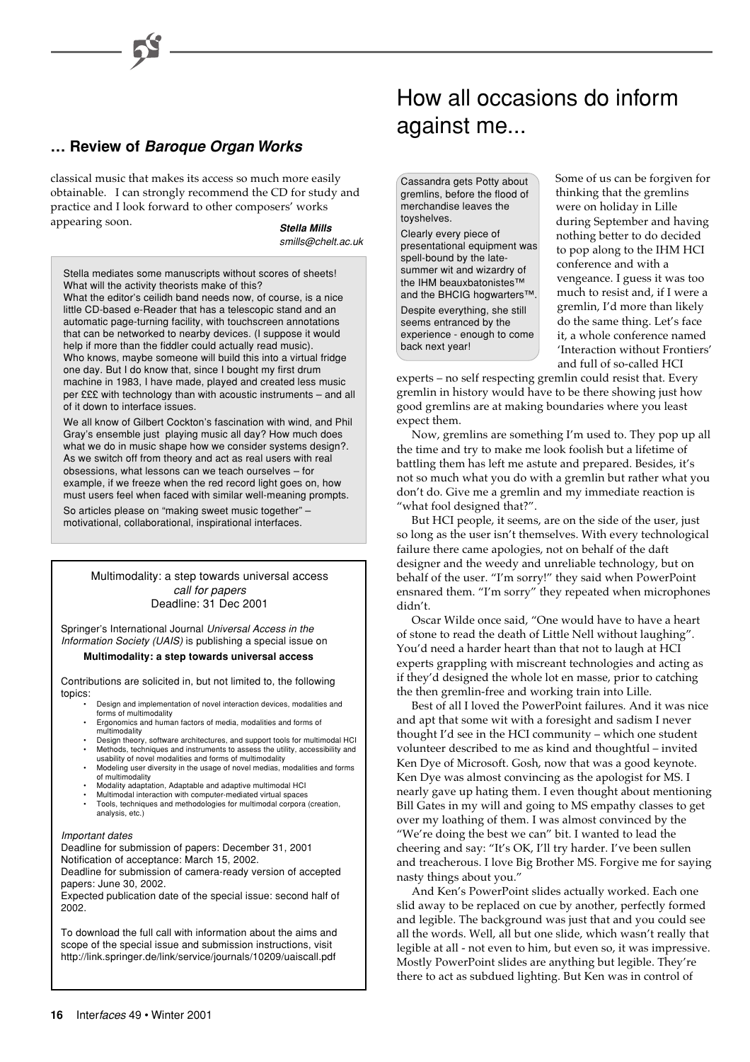## … Review of *Baroque Organ Works*

classical music that makes its access so much more easily obtainable. I can strongly recommend the CD for study and practice and I look forward to other composers' works appearing soon.

***Stella Mills***
*smills@chelt.ac.uk*

Stella mediates some manuscripts without scores of sheets! What will the activity theorists make of this?

What the editor's ceilidh band needs now, of course, is a nice little CD-based e-Reader that has a telescopic stand and an automatic page-turning facility, with touchscreen annotations that can be networked to nearby devices. (I suppose it would help if more than the fiddler could actually read music). Who knows, maybe someone will build this into a virtual fridge one day. But I do know that, since I bought my first drum machine in 1983, I have made, played and created less music per £££ with technology than with acoustic instruments – and all of it down to interface issues.

We all know of Gilbert Cockton's fascination with wind, and Phil Gray's ensemble just playing music all day? How much does what we do in music shape how we consider systems design?. As we switch off from theory and act as real users with real obsessions, what lessons can we teach ourselves – for example, if we freeze when the red record light goes on, how must users feel when faced with similar well-meaning prompts.

So articles please on "making sweet music together" – motivational, collaborational, inspirational interfaces.

---

Multimodality: a step towards universal access
*call for papers*
Deadline: 31 Dec 2001

Springer's International Journal *Universal Access in the Information Society (UAIS)* is publishing a special issue on

**Multimodality: a step towards universal access**

Contributions are solicited in, but not limited to, the following topics:

- Design and implementation of novel interaction devices, modalities and forms of multimodality
- Ergonomics and human factors of media, modalities and forms of multimodality
- Design theory, software architectures, and support tools for multimodal HCI
- Methods, techniques and instruments to assess the utility, accessibility and usability of novel modalities and forms of multimodality
- Modeling user diversity in the usage of novel medias, modalities and forms of multimodality
- Modality adaptation, Adaptable and adaptive multimodal HCI
- Multimodal interaction with computer-mediated virtual spaces
- Tools, techniques and methodologies for multimodal corpora (creation, analysis, etc.)

*Important dates*

Deadline for submission of papers: December 31, 2001
Notification of acceptance: March 15, 2002.
Deadline for submission of camera-ready version of accepted papers: June 30, 2002.
Expected publication date of the special issue: second half of 2002.

To download the full call with information about the aims and scope of the special issue and submission instructions, visit http://link.springer.de/link/service/journals/10209/uaiscall.pdf

---

# How all occasions do inform against me...

Cassandra gets Potty about gremlins, before the flood of merchandise leaves the toyshelves.

Clearly every piece of presentational equipment was spell-bound by the late-summer wit and wizardry of the IHM beauxbatonistes™ and the BHCIG hogwarters™.

Despite everything, she still seems entranced by the experience - enough to come back next year!

Some of us can be forgiven for thinking that the gremlins were on holiday in Lille during September and having nothing better to do decided to pop along to the IHM HCI conference and with a vengeance. I guess it was too much to resist and, if I were a gremlin, I'd more than likely do the same thing. Let's face it, a whole conference named 'Interaction without Frontiers' and full of so-called HCI experts – no self respecting gremlin could resist that. Every gremlin in history would have to be there showing just how good gremlins are at making boundaries where you least expect them.

Now, gremlins are something I'm used to. They pop up all the time and try to make me look foolish but a lifetime of battling them has left me astute and prepared. Besides, it's not so much what you do with a gremlin but rather what you don't do. Give me a gremlin and my immediate reaction is "what fool designed that?".

But HCI people, it seems, are on the side of the user, just so long as the user isn't themselves. With every technological failure there came apologies, not on behalf of the daft designer and the weedy and unreliable technology, but on behalf of the user. "I'm sorry!" they said when PowerPoint ensnared them. "I'm sorry" they repeated when microphones didn't.

Oscar Wilde once said, "One would have to have a heart of stone to read the death of Little Nell without laughing". You'd need a harder heart than that not to laugh at HCI experts grappling with miscreant technologies and acting as if they'd designed the whole lot en masse, prior to catching the then gremlin-free and working train into Lille.

Best of all I loved the PowerPoint failures. And it was nice and apt that some wit with a foresight and sadism I never thought I'd see in the HCI community – which one student volunteer described to me as kind and thoughtful – invited Ken Dye of Microsoft. Gosh, now that was a good keynote. Ken Dye was almost convincing as the apologist for MS. I nearly gave up hating them. I even thought about mentioning Bill Gates in my will and going to MS empathy classes to get over my loathing of them. I was almost convinced by the "We're doing the best we can" bit. I wanted to lead the cheering and say: "It's OK, I'll try harder. I've been sullen and treacherous. I love Big Brother MS. Forgive me for saying nasty things about you."

And Ken's PowerPoint slides actually worked. Each one slid away to be replaced on cue by another, perfectly formed and legible. The background was just that and you could see all the words. Well, all but one slide, which wasn't really that legible at all - not even to him, but even so, it was impressive. Mostly PowerPoint slides are anything but legible. They're there to act as subdued lighting. But Ken was in control of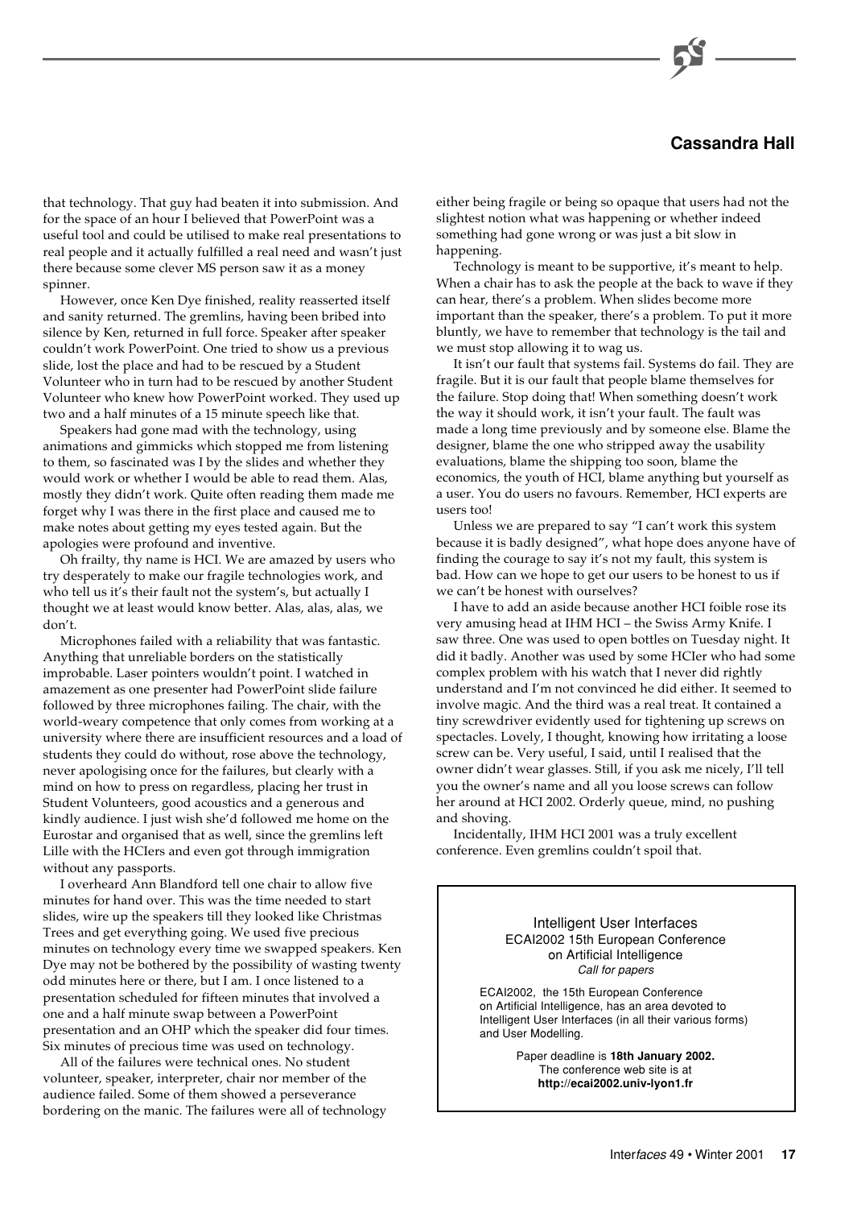**Cassandra Hall**

that technology. That guy had beaten it into submission. And for the space of an hour I believed that PowerPoint was a useful tool and could be utilised to make real presentations to real people and it actually fulfilled a real need and wasn't just there because some clever MS person saw it as a money spinner.

However, once Ken Dye finished, reality reasserted itself and sanity returned. The gremlins, having been bribed into silence by Ken, returned in full force. Speaker after speaker couldn't work PowerPoint. One tried to show us a previous slide, lost the place and had to be rescued by a Student Volunteer who in turn had to be rescued by another Student Volunteer who knew how PowerPoint worked. They used up two and a half minutes of a 15 minute speech like that.

Speakers had gone mad with the technology, using animations and gimmicks which stopped me from listening to them, so fascinated was I by the slides and whether they would work or whether I would be able to read them. Alas, mostly they didn't work. Quite often reading them made me forget why I was there in the first place and caused me to make notes about getting my eyes tested again. But the apologies were profound and inventive.

Oh frailty, thy name is HCI. We are amazed by users who try desperately to make our fragile technologies work, and who tell us it's their fault not the system's, but actually I thought we at least would know better. Alas, alas, alas, we don't.

Microphones failed with a reliability that was fantastic. Anything that unreliable borders on the statistically improbable. Laser pointers wouldn't point. I watched in amazement as one presenter had PowerPoint slide failure followed by three microphones failing. The chair, with the world-weary competence that only comes from working at a university where there are insufficient resources and a load of students they could do without, rose above the technology, never apologising once for the failures, but clearly with a mind on how to press on regardless, placing her trust in Student Volunteers, good acoustics and a generous and kindly audience. I just wish she'd followed me home on the Eurostar and organised that as well, since the gremlins left Lille with the HCIers and even got through immigration without any passports.

I overheard Ann Blandford tell one chair to allow five minutes for hand over. This was the time needed to start slides, wire up the speakers till they looked like Christmas Trees and get everything going. We used five precious minutes on technology every time we swapped speakers. Ken Dye may not be bothered by the possibility of wasting twenty odd minutes here or there, but I am. I once listened to a presentation scheduled for fifteen minutes that involved a one and a half minute swap between a PowerPoint presentation and an OHP which the speaker did four times. Six minutes of precious time was used on technology.

All of the failures were technical ones. No student volunteer, speaker, interpreter, chair nor member of the audience failed. Some of them showed a perseverance bordering on the manic. The failures were all of technology either being fragile or being so opaque that users had not the slightest notion what was happening or whether indeed something had gone wrong or was just a bit slow in happening.

Technology is meant to be supportive, it's meant to help. When a chair has to ask the people at the back to wave if they can hear, there's a problem. When slides become more important than the speaker, there's a problem. To put it more bluntly, we have to remember that technology is the tail and we must stop allowing it to wag us.

It isn't our fault that systems fail. Systems do fail. They are fragile. But it is our fault that people blame themselves for the failure. Stop doing that! When something doesn't work the way it should work, it isn't your fault. The fault was made a long time previously and by someone else. Blame the designer, blame the one who stripped away the usability evaluations, blame the shipping too soon, blame the economics, the youth of HCI, blame anything but yourself as a user. You do users no favours. Remember, HCI experts are users too!

Unless we are prepared to say "I can't work this system because it is badly designed", what hope does anyone have of finding the courage to say it's not my fault, this system is bad. How can we hope to get our users to be honest to us if we can't be honest with ourselves?

I have to add an aside because another HCI foible rose its very amusing head at IHM HCI – the Swiss Army Knife. I saw three. One was used to open bottles on Tuesday night. It did it badly. Another was used by some HCIer who had some complex problem with his watch that I never did rightly understand and I'm not convinced he did either. It seemed to involve magic. And the third was a real treat. It contained a tiny screwdriver evidently used for tightening up screws on spectacles. Lovely, I thought, knowing how irritating a loose screw can be. Very useful, I said, until I realised that the owner didn't wear glasses. Still, if you ask me nicely, I'll tell you the owner's name and all you loose screws can follow her around at HCI 2002. Orderly queue, mind, no pushing and shoving.

Incidentally, IHM HCI 2001 was a truly excellent conference. Even gremlins couldn't spoil that.

---

Intelligent User Interfaces
ECAI2002 15th European Conference on Artificial Intelligence
*Call for papers*

ECAI2002, the 15th European Conference on Artificial Intelligence, has an area devoted to Intelligent User Interfaces (in all their various forms) and User Modelling.

Paper deadline is **18th January 2002.**
The conference web site is at
**http://ecai2002.univ-lyon1.fr**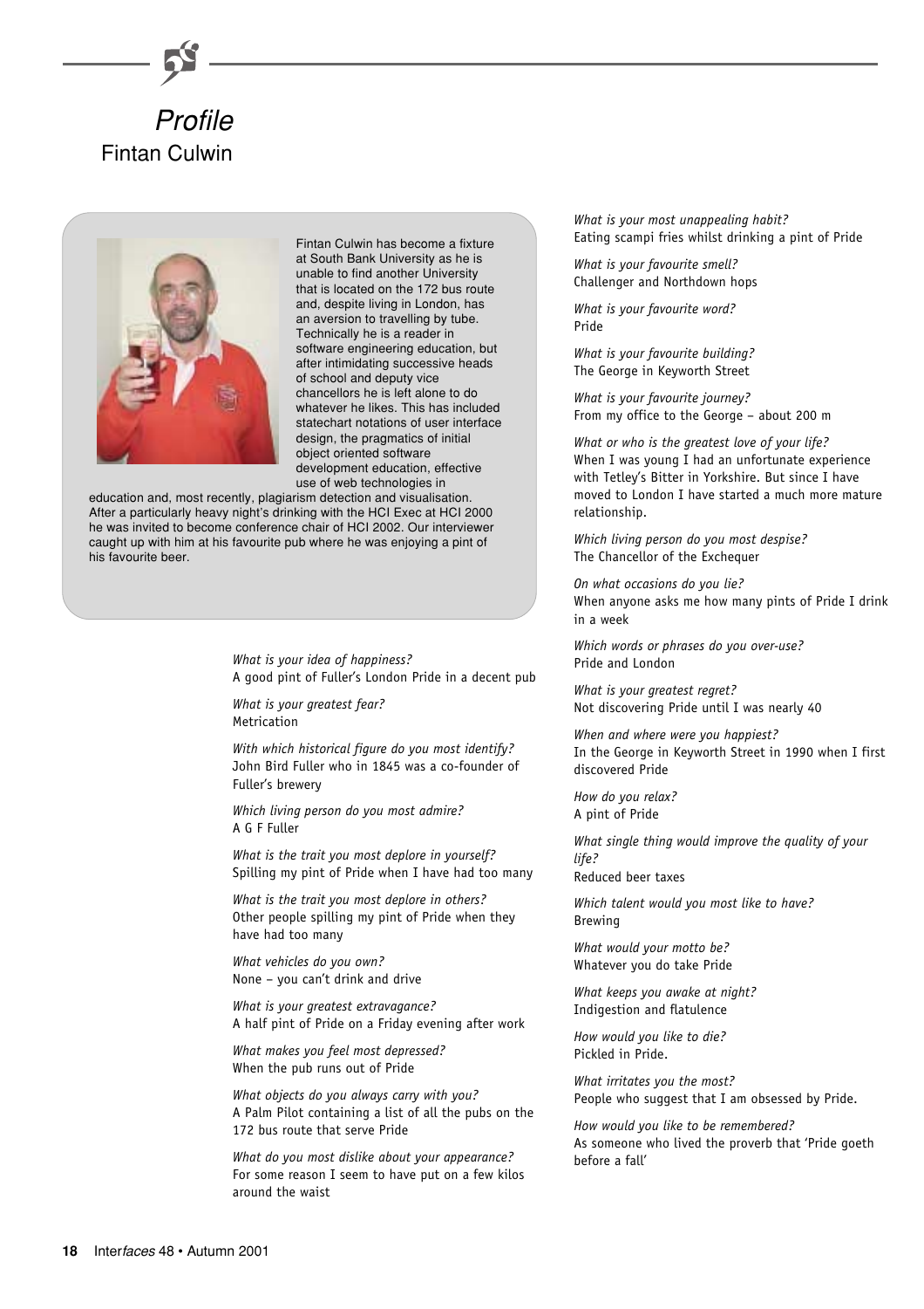# Profile

## Fintan Culwin

Fintan Culwin has become a fixture at South Bank University as he is unable to find another University that is located on the 172 bus route and, despite living in London, has an aversion to travelling by tube. Technically he is a reader in software engineering education, but after intimidating successive heads of school and deputy vice chancellors he is left alone to do whatever he likes. This has included statechart notations of user interface design, the pragmatics of initial object oriented software development education, effective use of web technologies in education and, most recently, plagiarism detection and visualisation. After a particularly heavy night's drinking with the HCI Exec at HCI 2000 he was invited to become conference chair of HCI 2002. Our interviewer caught up with him at his favourite pub where he was enjoying a pint of his favourite beer.

*What is your idea of happiness?*
A good pint of Fuller's London Pride in a decent pub

*What is your greatest fear?*
Metrication

*With which historical figure do you most identify?*
John Bird Fuller who in 1845 was a co-founder of Fuller's brewery

*Which living person do you most admire?*
A G F Fuller

*What is the trait you most deplore in yourself?*
Spilling my pint of Pride when I have had too many

*What is the trait you most deplore in others?*
Other people spilling my pint of Pride when they have had too many

*What vehicles do you own?*
None – you can't drink and drive

*What is your greatest extravagance?*
A half pint of Pride on a Friday evening after work

*What makes you feel most depressed?*
When the pub runs out of Pride

*What objects do you always carry with you?*
A Palm Pilot containing a list of all the pubs on the 172 bus route that serve Pride

*What do you most dislike about your appearance?*
For some reason I seem to have put on a few kilos around the waist

*What is your most unappealing habit?*
Eating scampi fries whilst drinking a pint of Pride

*What is your favourite smell?*
Challenger and Northdown hops

*What is your favourite word?*
Pride

*What is your favourite building?*
The George in Keyworth Street

*What is your favourite journey?*
From my office to the George – about 200 m

*What or who is the greatest love of your life?*
When I was young I had an unfortunate experience with Tetley's Bitter in Yorkshire. But since I have moved to London I have started a much more mature relationship.

*Which living person do you most despise?*
The Chancellor of the Exchequer

*On what occasions do you lie?*
When anyone asks me how many pints of Pride I drink in a week

*Which words or phrases do you over-use?*
Pride and London

*What is your greatest regret?*
Not discovering Pride until I was nearly 40

*When and where were you happiest?*
In the George in Keyworth Street in 1990 when I first discovered Pride

*How do you relax?*
A pint of Pride

*What single thing would improve the quality of your life?*
Reduced beer taxes

*Which talent would you most like to have?*
Brewing

*What would your motto be?*
Whatever you do take Pride

*What keeps you awake at night?*
Indigestion and flatulence

*How would you like to die?*
Pickled in Pride.

*What irritates you the most?*
People who suggest that I am obsessed by Pride.

*How would you like to be remembered?*
As someone who lived the proverb that 'Pride goeth before a fall'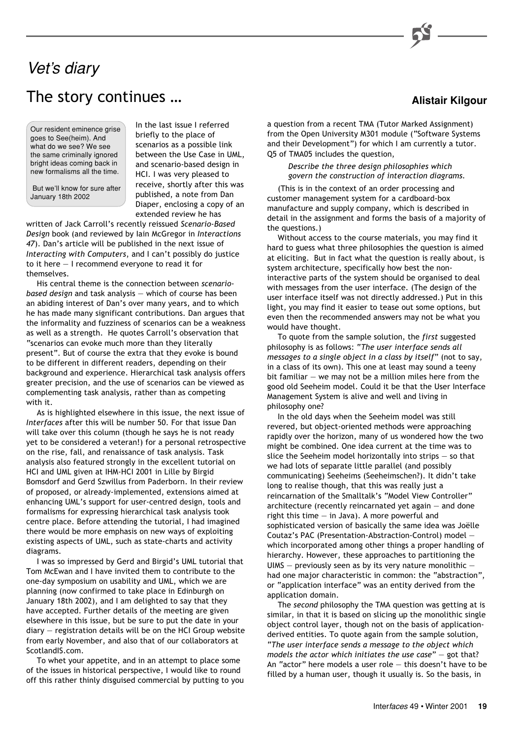*Vet's diary*

# The story continues …

**Alistair Kilgour**

Our resident eminence grise goes to See(heim). And what do we see? We see the same criminally ignored bright ideas coming back in new formalisms all the time.

But we'll know for sure after January 18th 2002

In the last issue I referred briefly to the place of scenarios as a possible link between the Use Case in UML, and scenario-based design in HCI. I was very pleased to receive, shortly after this was published, a note from Dan Diaper, enclosing a copy of an extended review he has written of Jack Carroll's recently reissued *Scenario-Based Design* book (and reviewed by Iain McGregor in *Interactions 47*). Dan's article will be published in the next issue of *Interacting with Computers*, and I can't possibly do justice to it here — I recommend everyone to read it for themselves.

His central theme is the connection between *scenario-based design* and task analysis — which of course has been an abiding interest of Dan's over many years, and to which he has made many significant contributions. Dan argues that the informality and fuzziness of scenarios can be a weakness as well as a strength. He quotes Carroll's observation that "scenarios can evoke much more than they literally present". But of course the extra that they evoke is bound to be different in different readers, depending on their background and experience. Hierarchical task analysis offers greater precision, and the use of scenarios can be viewed as complementing task analysis, rather than as competing with it.

As is highlighted elsewhere in this issue, the next issue of *Interfaces* after this will be number 50. For that issue Dan will take over this column (though he says he is not ready yet to be considered a veteran!) for a personal retrospective on the rise, fall, and renaissance of task analysis. Task analysis also featured strongly in the excellent tutorial on HCI and UML given at IHM-HCI 2001 in Lille by Birgid Bomsdorf and Gerd Szwillus from Paderborn. In their review of proposed, or already-implemented, extensions aimed at enhancing UML's support for user-centred design, tools and formalisms for expressing hierarchical task analysis took centre place. Before attending the tutorial, I had imagined there would be more emphasis on new ways of exploiting existing aspects of UML, such as state-charts and activity diagrams.

I was so impressed by Gerd and Birgid's UML tutorial that Tom McEwan and I have invited them to contribute to the one-day symposium on usability and UML, which we are planning (now confirmed to take place in Edinburgh on January 18th 2002), and I am delighted to say that they have accepted. Further details of the meeting are given elsewhere in this issue, but be sure to put the date in your diary — registration details will be on the HCI Group website from early November, and also that of our collaborators at ScotlandIS.com.

To whet your appetite, and in an attempt to place some of the issues in historical perspective, I would like to round off this rather thinly disguised commercial by putting to you a question from a recent TMA (Tutor Marked Assignment) from the Open University M301 module ("Software Systems and their Development") for which I am currently a tutor. Q5 of TMA05 includes the question,

> *Describe the three design philosophies which govern the construction of interaction diagrams.*

(This is in the context of an order processing and customer management system for a cardboard-box manufacture and supply company, which is described in detail in the assignment and forms the basis of a majority of the questions.)

Without access to the course materials, you may find it hard to guess what three philosophies the question is aimed at eliciting. But in fact what the question is really about, is system architecture, specifically how best the non-interactive parts of the system should be organised to deal with messages from the user interface. (The design of the user interface itself was not directly addressed.) Put in this light, you may find it easier to tease out some options, but even then the recommended answers may not be what you would have thought.

To quote from the sample solution, the *first* suggested philosophy is as follows: *"The user interface sends all messages to a single object in a class by itself"* (not to say, in a class of its own). This one at least may sound a teeny bit familiar — we may not be a million miles here from the good old Seeheim model. Could it be that the User Interface Management System is alive and well and living in philosophy one?

In the old days when the Seeheim model was still revered, but object-oriented methods were approaching rapidly over the horizon, many of us wondered how the two might be combined. One idea current at the time was to slice the Seeheim model horizontally into strips — so that we had lots of separate little parallel (and possibly communicating) Seeheims (Seeheimschen?). It didn't take long to realise though, that this was really just a reincarnation of the Smalltalk's "Model View Controller" architecture (recently reincarnated yet again — and done right this time — in Java). A more powerful and sophisticated version of basically the same idea was Joëlle Coutaz's PAC (Presentation-Abstraction-Control) model — which incorporated among other things a proper handling of hierarchy. However, these approaches to partitioning the UIMS — previously seen as by its very nature monolithic — had one major characteristic in common: the "abstraction", or "application interface" was an entity derived from the application domain.

The *second* philosophy the TMA question was getting at is similar, in that it is based on slicing up the monolithic single object control layer, though not on the basis of application-derived entities. To quote again from the sample solution, *"The user interface sends a message to the object which models the actor which initiates the use case"* — got that? An "actor" here models a user role — this doesn't have to be filled by a human user, though it usually is. So the basis, in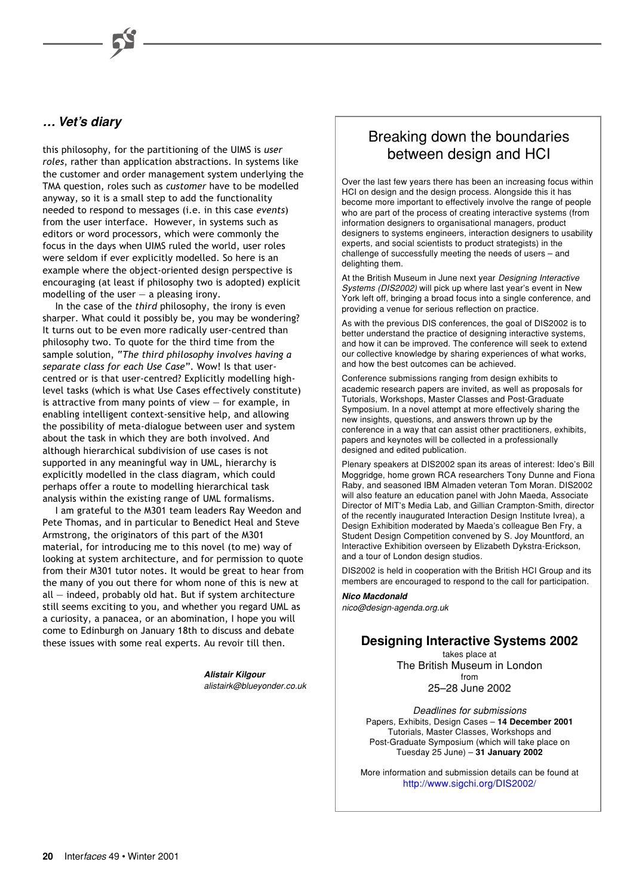### … Vet's diary

this philosophy, for the partitioning of the UIMS is *user roles*, rather than application abstractions. In systems like the customer and order management system underlying the TMA question, roles such as *customer* have to be modelled anyway, so it is a small step to add the functionality needed to respond to messages (i.e. in this case *events*) from the user interface. However, in systems such as editors or word processors, which were commonly the focus in the days when UIMS ruled the world, user roles were seldom if ever explicitly modelled. So here is an example where the object-oriented design perspective is encouraging (at least if philosophy two is adopted) explicit modelling of the user – a pleasing irony.

In the case of the *third* philosophy, the irony is even sharper. What could it possibly be, you may be wondering? It turns out to be even more radically user-centred than philosophy two. To quote for the third time from the sample solution, "*The third philosophy involves having a separate class for each Use Case*". Wow! Is that user-centred or is that user-centred? Explicitly modelling high-level tasks (which is what Use Cases effectively constitute) is attractive from many points of view – for example, in enabling intelligent context-sensitive help, and allowing the possibility of meta-dialogue between user and system about the task in which they are both involved. And although hierarchical subdivision of use cases is not supported in any meaningful way in UML, hierarchy is explicitly modelled in the class diagram, which could perhaps offer a route to modelling hierarchical task analysis within the existing range of UML formalisms.

I am grateful to the M301 team leaders Ray Weedon and Pete Thomas, and in particular to Benedict Heal and Steve Armstrong, the originators of this part of the M301 material, for introducing me to this novel (to me) way of looking at system architecture, and for permission to quote from their M301 tutor notes. It would be great to hear from the many of you out there for whom none of this is new at all – indeed, probably old hat. But if system architecture still seems exciting to you, and whether you regard UML as a curiosity, a panacea, or an abomination, I hope you will come to Edinburgh on January 18th to discuss and debate these issues with some real experts. Au revoir till then.

***Alistair Kilgour***
*alistairk@blueyonder.co.uk*

## Breaking down the boundaries between design and HCI

Over the last few years there has been an increasing focus within HCI on design and the design process. Alongside this it has become more important to effectively involve the range of people who are part of the process of creating interactive systems (from information designers to organisational managers, product designers to systems engineers, interaction designers to usability experts, and social scientists to product strategists) in the challenge of successfully meeting the needs of users – and delighting them.

At the British Museum in June next year *Designing Interactive Systems (DIS2002)* will pick up where last year's event in New York left off, bringing a broad focus into a single conference, and providing a venue for serious reflection on practice.

As with the previous DIS conferences, the goal of DIS2002 is to better understand the practice of designing interactive systems, and how it can be improved. The conference will seek to extend our collective knowledge by sharing experiences of what works, and how the best outcomes can be achieved.

Conference submissions ranging from design exhibits to academic research papers are invited, as well as proposals for Tutorials, Workshops, Master Classes and Post-Graduate Symposium. In a novel attempt at more effectively sharing the new insights, questions, and answers thrown up by the conference in a way that can assist other practitioners, exhibits, papers and keynotes will be collected in a professionally designed and edited publication.

Plenary speakers at DIS2002 span its areas of interest: Ideo's Bill Moggridge, home grown RCA researchers Tony Dunne and Fiona Raby, and seasoned IBM Almaden veteran Tom Moran. DIS2002 will also feature an education panel with John Maeda, Associate Director of MIT's Media Lab, and Gillian Crampton-Smith, director of the recently inaugurated Interaction Design Institute Ivrea), a Design Exhibition moderated by Maeda's colleague Ben Fry, a Student Design Competition convened by S. Joy Mountford, an Interactive Exhibition overseen by Elizabeth Dykstra-Erickson, and a tour of London design studios.

DIS2002 is held in cooperation with the British HCI Group and its members are encouraged to respond to the call for participation.

***Nico Macdonald***
*nico@design-agenda.org.uk*

### Designing Interactive Systems 2002

takes place at
The British Museum in London
from
25–28 June 2002

*Deadlines for submissions*
Papers, Exhibits, Design Cases – **14 December 2001**
Tutorials, Master Classes, Workshops and Post-Graduate Symposium (which will take place on Tuesday 25 June) – **31 January 2002**

More information and submission details can be found at
http://www.sigchi.org/DIS2002/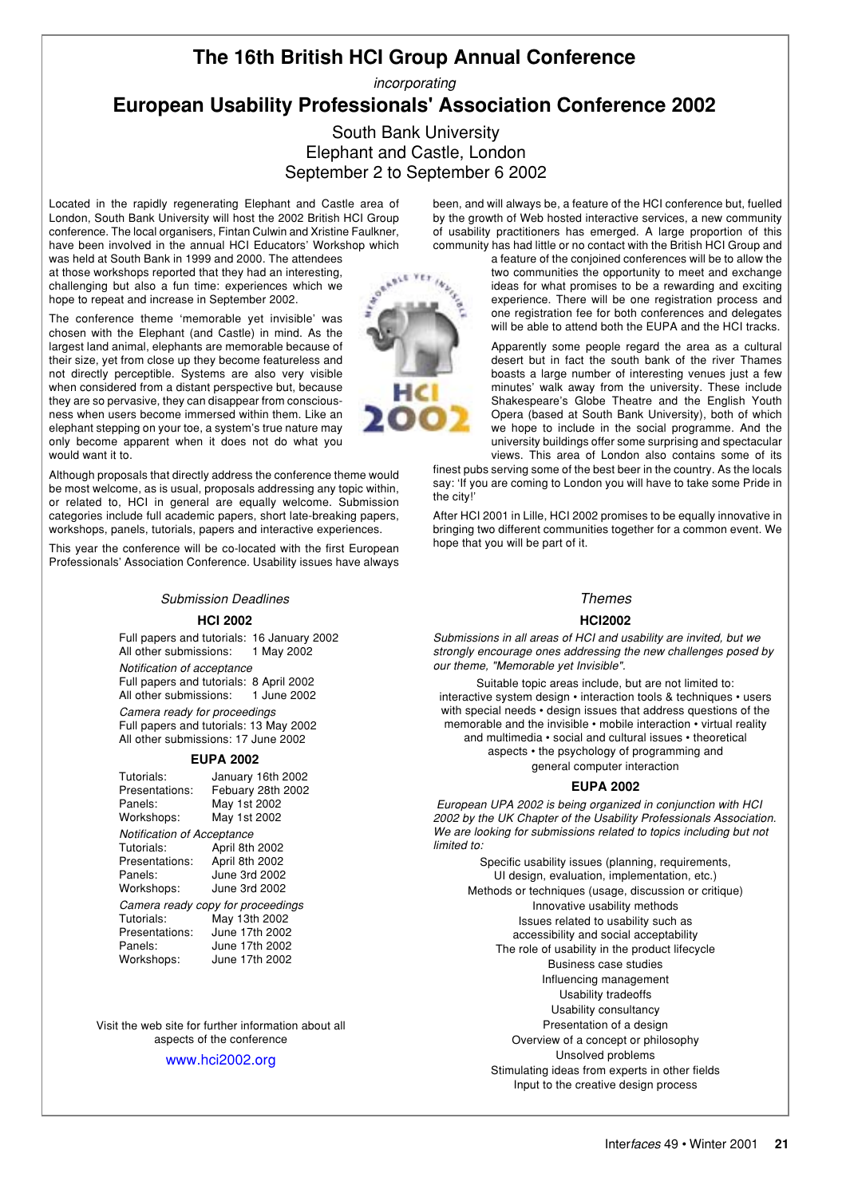# The 16th British HCI Group Annual Conference

*incorporating*

# European Usability Professionals' Association Conference 2002

South Bank University
Elephant and Castle, London
September 2 to September 6 2002

Located in the rapidly regenerating Elephant and Castle area of London, South Bank University will host the 2002 British HCI Group conference. The local organisers, Fintan Culwin and Xristine Faulkner, have been involved in the annual HCI Educators' Workshop which was held at South Bank in 1999 and 2000. The attendees at those workshops reported that they had an interesting, challenging but also a fun time: experiences which we hope to repeat and increase in September 2002.

The conference theme 'memorable yet invisible' was chosen with the Elephant (and Castle) in mind. As the largest land animal, elephants are memorable because of their size, yet from close up they become featureless and not directly perceptible. Systems are also very visible when considered from a distant perspective but, because they are so pervasive, they can disappear from consciousness when users become immersed within them. Like an elephant stepping on your toe, a system's true nature may only become apparent when it does not do what you would want it to.

Although proposals that directly address the conference theme would be most welcome, as is usual, proposals addressing any topic within, or related to, HCI in general are equally welcome. Submission categories include full academic papers, short late-breaking papers, workshops, panels, tutorials, papers and interactive experiences.

This year the conference will be co-located with the first European Professionals' Association Conference. Usability issues have always been, and will always be, a feature of the HCI conference but, fuelled by the growth of Web hosted interactive services, a new community of usability practitioners has emerged. A large proportion of this community has had little or no contact with the British HCI Group and a feature of the conjoined conferences will be to allow the two communities the opportunity to meet and exchange ideas for what promises to be a rewarding and exciting experience. There will be one registration process and one registration fee for both conferences and delegates will be able to attend both the EUPA and the HCI tracks.

Apparently some people regard the area as a cultural desert but in fact the south bank of the river Thames boasts a large number of interesting venues just a few minutes' walk away from the university. These include Shakespeare's Globe Theatre and the English Youth Opera (based at South Bank University), both of which we hope to include in the social programme. And the university buildings offer some surprising and spectacular views. This area of London also contains some of its finest pubs serving some of the best beer in the country. As the locals say: 'If you are coming to London you will have to take some Pride in the city!'

After HCI 2001 in Lille, HCI 2002 promises to be equally innovative in bringing two different communities together for a common event. We hope that you will be part of it.

## *Submission Deadlines*

### HCI 2002

Full papers and tutorials: 16 January 2002
All other submissions: 1 May 2002

*Notification of acceptance*
Full papers and tutorials: 8 April 2002
All other submissions: 1 June 2002

*Camera ready for proceedings*
Full papers and tutorials: 13 May 2002
All other submissions: 17 June 2002

### EUPA 2002

| | |
|---|---|
| Tutorials: | January 16th 2002 |
| Presentations: | Febuary 28th 2002 |
| Panels: | May 1st 2002 |
| Workshops: | May 1st 2002 |

*Notification of Acceptance*

| | |
|---|---|
| Tutorials: | April 8th 2002 |
| Presentations: | April 8th 2002 |
| Panels: | June 3rd 2002 |
| Workshops: | June 3rd 2002 |

*Camera ready copy for proceedings*

| | |
|---|---|
| Tutorials: | May 13th 2002 |
| Presentations: | June 17th 2002 |
| Panels: | June 17th 2002 |
| Workshops: | June 17th 2002 |

Visit the web site for further information about all aspects of the conference

www.hci2002.org

## *Themes*

### HCI2002

*Submissions in all areas of HCI and usability are invited, but we strongly encourage ones addressing the new challenges posed by our theme, "Memorable yet Invisible".*

Suitable topic areas include, but are not limited to: interactive system design • interaction tools & techniques • users with special needs • design issues that address questions of the memorable and the invisible • mobile interaction • virtual reality and multimedia • social and cultural issues • theoretical aspects • the psychology of programming and general computer interaction

### EUPA 2002

*European UPA 2002 is being organized in conjunction with HCI 2002 by the UK Chapter of the Usability Professionals Association. We are looking for submissions related to topics including but not limited to:*

Specific usability issues (planning, requirements, UI design, evaluation, implementation, etc.)
Methods or techniques (usage, discussion or critique)
Innovative usability methods
Issues related to usability such as accessibility and social acceptability
The role of usability in the product lifecycle
Business case studies
Influencing management
Usability tradeoffs
Usability consultancy
Presentation of a design
Overview of a concept or philosophy
Unsolved problems
Stimulating ideas from experts in other fields
Input to the creative design process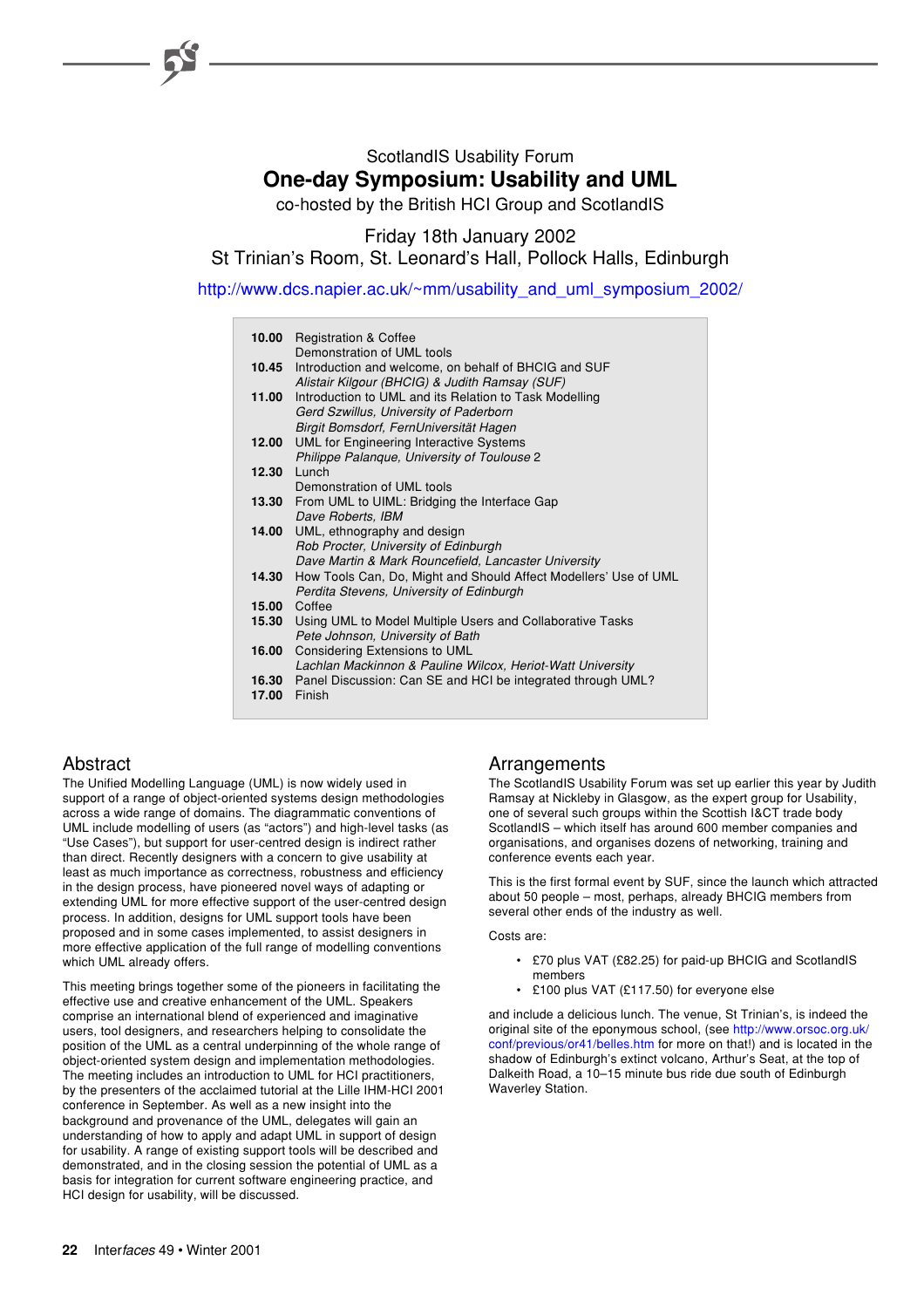ScotlandIS Usability Forum

# One-day Symposium: Usability and UML

co-hosted by the British HCI Group and ScotlandIS

Friday 18th January 2002

St Trinian's Room, St. Leonard's Hall, Pollock Halls, Edinburgh

http://www.dcs.napier.ac.uk/~mm/usability_and_uml_symposium_2002/

| | |
|---|---|
| **10.00** | Registration & Coffee<br>Demonstration of UML tools |
| **10.45** | Introduction and welcome, on behalf of BHCIG and SUF<br>*Alistair Kilgour (BHCIG) & Judith Ramsay (SUF)* |
| **11.00** | Introduction to UML and its Relation to Task Modelling<br>*Gerd Szwillus, University of Paderborn*<br>*Birgit Bomsdorf, FernUniversität Hagen* |
| **12.00** | UML for Engineering Interactive Systems<br>*Philippe Palanque, University of Toulouse* 2 |
| **12.30** | Lunch<br>Demonstration of UML tools |
| **13.30** | From UML to UIML: Bridging the Interface Gap<br>*Dave Roberts, IBM* |
| **14.00** | UML, ethnography and design<br>*Rob Procter, University of Edinburgh*<br>*Dave Martin & Mark Rouncefield, Lancaster University* |
| **14.30** | How Tools Can, Do, Might and Should Affect Modellers' Use of UML<br>*Perdita Stevens, University of Edinburgh* |
| **15.00** | Coffee |
| **15.30** | Using UML to Model Multiple Users and Collaborative Tasks<br>*Pete Johnson, University of Bath* |
| **16.00** | Considering Extensions to UML<br>*Lachlan Mackinnon & Pauline Wilcox, Heriot-Watt University* |
| **16.30** | Panel Discussion: Can SE and HCI be integrated through UML? |
| **17.00** | Finish |

## Abstract

The Unified Modelling Language (UML) is now widely used in support of a range of object-oriented systems design methodologies across a wide range of domains. The diagrammatic conventions of UML include modelling of users (as "actors") and high-level tasks (as "Use Cases"), but support for user-centred design is indirect rather than direct. Recently designers with a concern to give usability at least as much importance as correctness, robustness and efficiency in the design process, have pioneered novel ways of adapting or extending UML for more effective support of the user-centred design process. In addition, designs for UML support tools have been proposed and in some cases implemented, to assist designers in more effective application of the full range of modelling conventions which UML already offers.

This meeting brings together some of the pioneers in facilitating the effective use and creative enhancement of the UML. Speakers comprise an international blend of experienced and imaginative users, tool designers, and researchers helping to consolidate the position of the UML as a central underpinning of the whole range of object-oriented system design and implementation methodologies. The meeting includes an introduction to UML for HCI practitioners, by the presenters of the acclaimed tutorial at the Lille IHM-HCI 2001 conference in September. As well as a new insight into the background and provenance of the UML, delegates will gain an understanding of how to apply and adapt UML in support of design for usability. A range of existing support tools will be described and demonstrated, and in the closing session the potential of UML as a basis for integration for current software engineering practice, and HCI design for usability, will be discussed.

## Arrangements

The ScotlandIS Usability Forum was set up earlier this year by Judith Ramsay at Nickleby in Glasgow, as the expert group for Usability, one of several such groups within the Scottish I&CT trade body ScotlandIS – which itself has around 600 member companies and organisations, and organises dozens of networking, training and conference events each year.

This is the first formal event by SUF, since the launch which attracted about 50 people – most, perhaps, already BHCIG members from several other ends of the industry as well.

Costs are:

- £70 plus VAT (£82.25) for paid-up BHCIG and ScotlandIS members
- £100 plus VAT (£117.50) for everyone else

and include a delicious lunch. The venue, St Trinian's, is indeed the original site of the eponymous school, (see http://www.orsoc.org.uk/conf/previous/or41/belles.htm for more on that!) and is located in the shadow of Edinburgh's extinct volcano, Arthur's Seat, at the top of Dalkeith Road, a 10–15 minute bus ride due south of Edinburgh Waverley Station.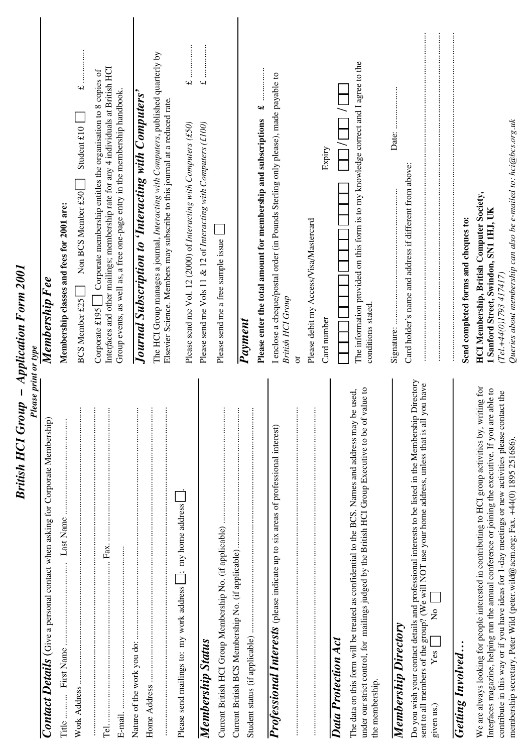# British HCI Group – Application Form 2001

*Please print or type*

## Contact Details (Give a personal contact when asking for Corporate Membership)

Title .......... First Name .......................... Last Name ..........................

Work Address ..........................................................................

..........................................................................

Tel. .......................................... Fax. ..........................................

E-mail. ..........................................................................

Nature of the work you do: ..........................................................................

Home Address ..........................................................................

..........................................................................

Please send mailings to: my work address ☐; my home address ☐.

## Membership Status

Current British HCI Group Membership No. (if applicable) ..........................

Current British BCS Membership No. (if applicable) ..........................

Student status (if applicable) ..........................

## Professional Interests (please indicate up to six areas of professional interest)

..........................................................................

..........................................................................

## Data Protection Act

The data on this form will be treated as confidential to the BCS. Names and address may be used, under our strict control, for mailings judged by the British HCI Group Executive to be of value to the membership.

## Membership Directory

Do you wish your contact details and professional interests to be listed in the Membership Directory sent to all members of the group? (We will NOT use your home address, unless that is all you have given us.) Yes ☐ No ☐

## Getting Involved…

We are always looking for people interested in contributing to HCI group activities by, writing for *Interfaces* magazine, helping run the annual conference or joining the executive. If you are able to contribute in this way or if you have ideas for 1-day meetings or new activities please contact the membership secretary, Peter Wild (peter.wild@acm.org; Fax. +44(0) 1895 251686).

## Membership Fee

**Membership classes and fees for 2001 are:**

BCS Member £25 ☐ Non BCS Member £30 ☐ Student £10 ☐ £ ..........

Corporate £195 ☐ Corporate membership entitles the organisation to 8 copies of *Interfaces* and other mailings; membership rate for any 4 individuals at British HCI Group events, as well as, a free one-page entry in the membership handbook.

## Journal Subscription to 'Interacting with Computers'

The HCI Group manages a journal, *Interacting with Computers*, published quarterly by Elsevier Science. Members may subscribe to this journal at a reduced rate.

Please send me Vol. 12 (2000) of *Interacting with Computers (£50)* £ ..........

Please send me Vols 11 & 12 of *Interacting with Computers (£100)* £ ..........

Please send me a free sample issue ☐

## Payment

**Please enter the total amount for membership and subscriptions £** ..........

I enclose a cheque/postal order (in Pounds Sterling only please), made payable to *British HCI Group*

or

Please debit my Access/Visa/Mastercard

Card number ☐☐☐☐☐☐☐☐☐☐☐☐☐☐☐☐ Expiry ☐☐/☐☐ / ☐☐

The information provided on this form is to my knowledge correct and I agree to the conditions stated.

Signature: .......................................... Date: ..........................

Card holder's name and address if different from above:

..........................................................................

..........................................................................

..........................................................................

**Send completed forms and cheques to:**

**HCI Membership, British Computer Society,**
**1 Sanford Street, Swindon, SN1 1HJ, UK**
*(Tel.+44(0)1793 417417)*
*Queries about membership can also be e-mailed to: hci@bcs.org.uk*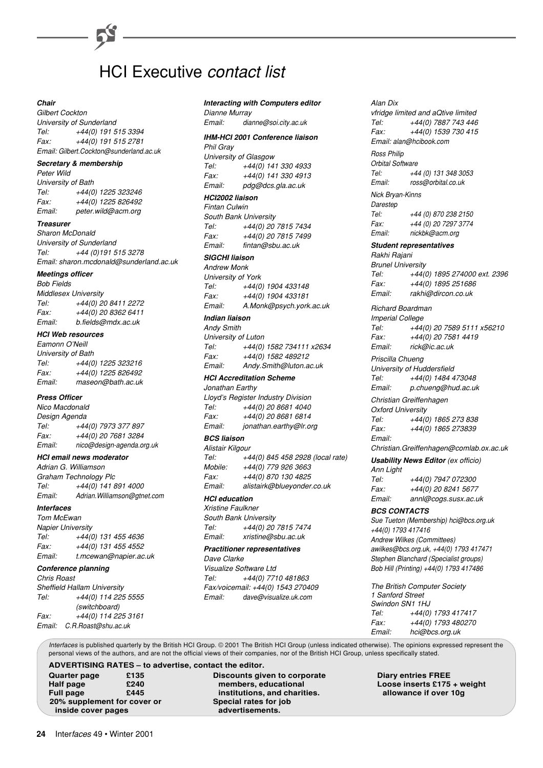# HCI Executive *contact list*

***Chair***
*Gilbert Cockton*
*University of Sunderland*
*Tel: +44(0) 191 515 3394*
*Fax: +44(0) 191 515 2781*
*Email: Gilbert.Cockton@sunderland.ac.uk*

***Secretary & membership***
*Peter Wild*
*University of Bath*
*Tel: +44(0) 1225 323246*
*Fax: +44(0) 1225 826492*
*Email: peter.wild@acm.org*

***Treasurer***
*Sharon McDonald*
*University of Sunderland*
*Tel: +44 (0)191 515 3278*
*Email: sharon.mcdonald@sunderland.ac.uk*

***Meetings officer***
*Bob Fields*
*Middlesex University*
*Tel: +44(0) 20 8411 2272*
*Fax: +44(0) 20 8362 6411*
*Email: b.fields@mdx.ac.uk*

***HCI Web resources***
*Eamonn O'Neill*
*University of Bath*
*Tel: +44(0) 1225 323216*
*Fax: +44(0) 1225 826492*
*Email: maseon@bath.ac.uk*

***Press Officer***
*Nico Macdonald*
*Design Agenda*
*Tel: +44(0) 7973 377 897*
*Fax: +44(0) 20 7681 3284*
*Email: nico@design-agenda.org.uk*

***HCI email news moderator***
*Adrian G. Williamson*
*Graham Technology Plc*
*Tel: +44(0) 141 891 4000*
*Email: Adrian.Williamson@gtnet.com*

***Interfaces***
*Tom McEwan*
*Napier University*
*Tel: +44(0) 131 455 4636*
*Fax: +44(0) 131 455 4552*
*Email: t.mcewan@napier.ac.uk*

***Conference planning***
*Chris Roast*
*Sheffield Hallam University*
*Tel: +44(0) 114 225 5555 (switchboard)*
*Fax: +44(0) 114 225 3161*
*Email: C.R.Roast@shu.ac.uk*

***Interacting with Computers editor***
*Dianne Murray*
*Email: dianne@soi.city.ac.uk*

***IHM-HCI 2001 Conference liaison***
*Phil Gray*
*University of Glasgow*
*Tel: +44(0) 141 330 4933*
*Fax: +44(0) 141 330 4913*
*Email: pdg@dcs.gla.ac.uk*

***HCI2002 liaison***
*Fintan Culwin*
*South Bank University*
*Tel: +44(0) 20 7815 7434*
*Fax: +44(0) 20 7815 7499*
*Email: fintan@sbu.ac.uk*

***SIGCHI liaison***
*Andrew Monk*
*University of York*
*Tel: +44(0) 1904 433148*
*Fax: +44(0) 1904 433181*
*Email: A.Monk@psych.york.ac.uk*

***Indian liaison***
*Andy Smith*
*University of Luton*
*Tel: +44(0) 1582 734111 x2634*
*Fax: +44(0) 1582 489212*
*Email: Andy.Smith@luton.ac.uk*

***HCI Accreditation Scheme***
*Jonathan Earthy*
*Lloyd's Register Industry Division*
*Tel: +44(0) 20 8681 4040*
*Fax: +44(0) 20 8681 6814*
*Email: jonathan.earthy@lr.org*

***BCS liaison***
*Alistair Kilgour*
*Tel: +44(0) 845 458 2928 (local rate)*
*Mobile: +44(0) 779 926 3663*
*Fax: +44(0) 870 130 4825*
*Email: alistairk@blueyonder.co.uk*

***HCI education***
*Xristine Faulkner*
*South Bank University*
*Tel: +44(0) 20 7815 7474*
*Email: xristine@sbu.ac.uk*

***Practitioner representatives***
*Dave Clarke*
*Visualize Software Ltd*
*Tel: +44(0) 7710 481863*
*Fax/voicemail: +44(0) 1543 270409*
*Email: dave@visualize.uk.com*

*Alan Dix*
*vfridge limited and aQtive limited*
*Tel: +44(0) 7887 743 446*
*Fax: +44(0) 1539 730 415*
*Email: alan@hcibook.com*

*Ross Philip*
*Orbital Software*
*Tel: +44 (0) 131 348 3053*
*Email: ross@orbital.co.uk*

*Nick Bryan-Kinns*
*Darestep*
*Tel: +44 (0) 870 238 2150*
*Fax: +44 (0) 20 7297 3774*
*Email: nickbk@acm.org*

***Student representatives***
*Rakhi Rajani*
*Brunel University*
*Tel: +44(0) 1895 274000 ext. 2396*
*Fax: +44(0) 1895 251686*
*Email: rakhi@dircon.co.uk*

*Richard Boardman*
*Imperial College*
*Tel: +44(0) 20 7589 5111 x56210*
*Fax: +44(0) 20 7581 4419*
*Email: rick@ic.ac.uk*

*Priscilla Chueng*
*University of Huddersfield*
*Tel: +44(0) 1484 473048*
*Email: p.chueng@hud.ac.uk*

*Christian Greiffenhagen*
*Oxford University*
*Tel: +44(0) 1865 273 838*
*Fax: +44(0) 1865 273839*
*Email: Christian.Greiffenhagen@comlab.ox.ac.uk*

***Usability News Editor*** *(ex officio)*
*Ann Light*
*Tel: +44(0) 7947 072300*
*Fax: +44(0) 20 8241 5677*
*Email: annl@cogs.susx.ac.uk*

***BCS CONTACTS***
*Sue Tueton (Membership) hci@bcs.org.uk +44(0) 1793 417416*
*Andrew Wilkes (Committees) awilkes@bcs.org.uk, +44(0) 1793 417471*
*Stephen Blanchard (Specialist groups)*
*Bob Hill (Printing) +44(0) 1793 417486*

*The British Computer Society*
*1 Sanford Street*
*Swindon SN1 1HJ*
*Tel: +44(0) 1793 417417*
*Fax: +44(0) 1793 480270*
*Email: hci@bcs.org.uk*

*Interfaces* is published quarterly by the British HCI Group. © 2001 The British HCI Group (unless indicated otherwise). The opinions expressed represent the personal views of the authors, and are not the official views of their companies, nor of the British HCI Group, unless specifically stated.

**ADVERTISING RATES – to advertise, contact the editor.**

| | |
|---|---|
| **Quarter page** | **£135** |
| **Half page** | **£240** |
| **Full page** | **£445** |

**20% supplement for cover or inside cover pages**

**Discounts given to corporate members, educational institutions, and charities.**
**Special rates for job advertisements.**

**Diary entries FREE**
**Loose inserts £175 + weight allowance if over 10g**